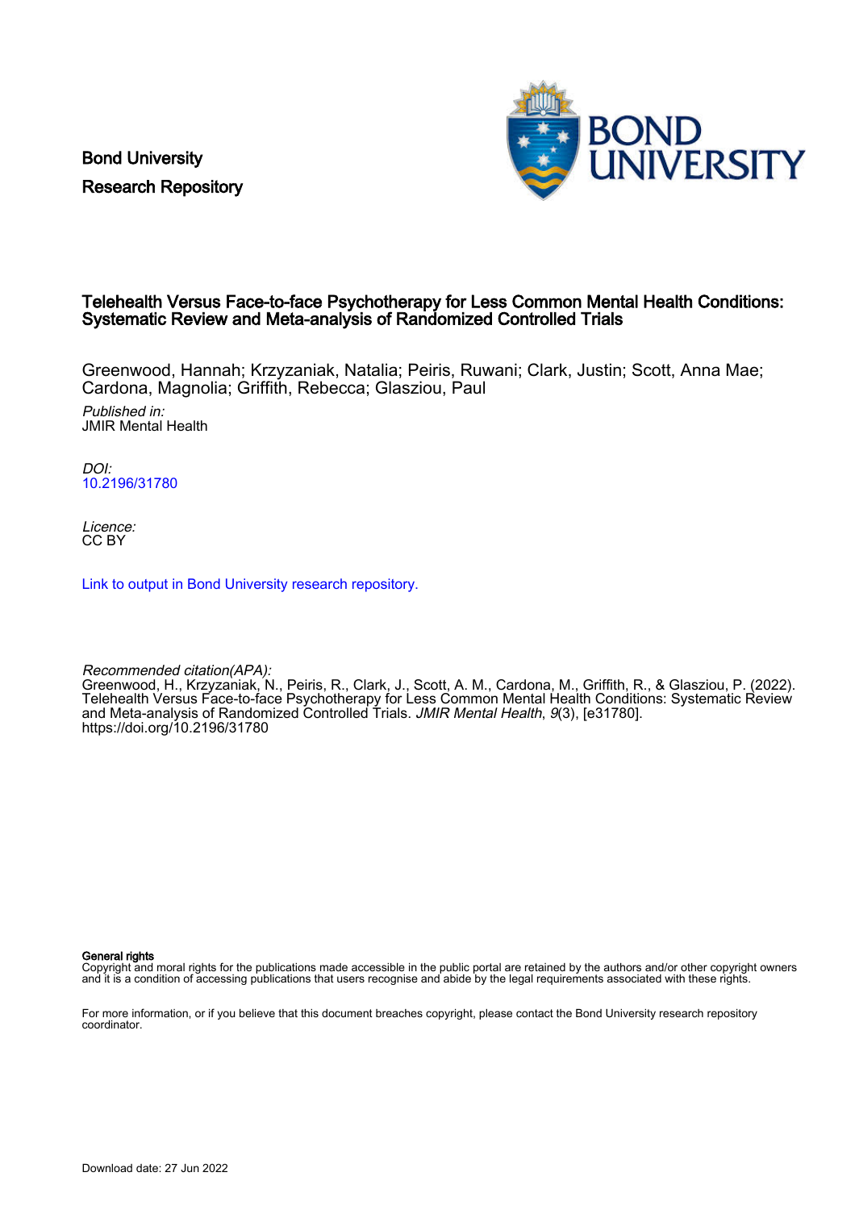Bond University
Research Repository

# Telehealth Versus Face-to-face Psychotherapy for Less Common Mental Health Conditions: Systematic Review and Meta-analysis of Randomized Controlled Trials

Greenwood, Hannah; Krzyzaniak, Natalia; Peiris, Ruwani; Clark, Justin; Scott, Anna Mae; Cardona, Magnolia; Griffith, Rebecca; Glasziou, Paul

*Published in:*
JMIR Mental Health

*DOI:*
10.2196/31780

*Licence:*
CC BY

Link to output in Bond University research repository.

*Recommended citation(APA):*
Greenwood, H., Krzyzaniak, N., Peiris, R., Clark, J., Scott, A. M., Cardona, M., Griffith, R., & Glasziou, P. (2022). Telehealth Versus Face-to-face Psychotherapy for Less Common Mental Health Conditions: Systematic Review and Meta-analysis of Randomized Controlled Trials. *JMIR Mental Health*, *9*(3), [e31780]. https://doi.org/10.2196/31780

**General rights**
Copyright and moral rights for the publications made accessible in the public portal are retained by the authors and/or other copyright owners and it is a condition of accessing publications that users recognise and abide by the legal requirements associated with these rights.

For more information, or if you believe that this document breaches copyright, please contact the Bond University research repository coordinator.

Download date: 27 Jun 2022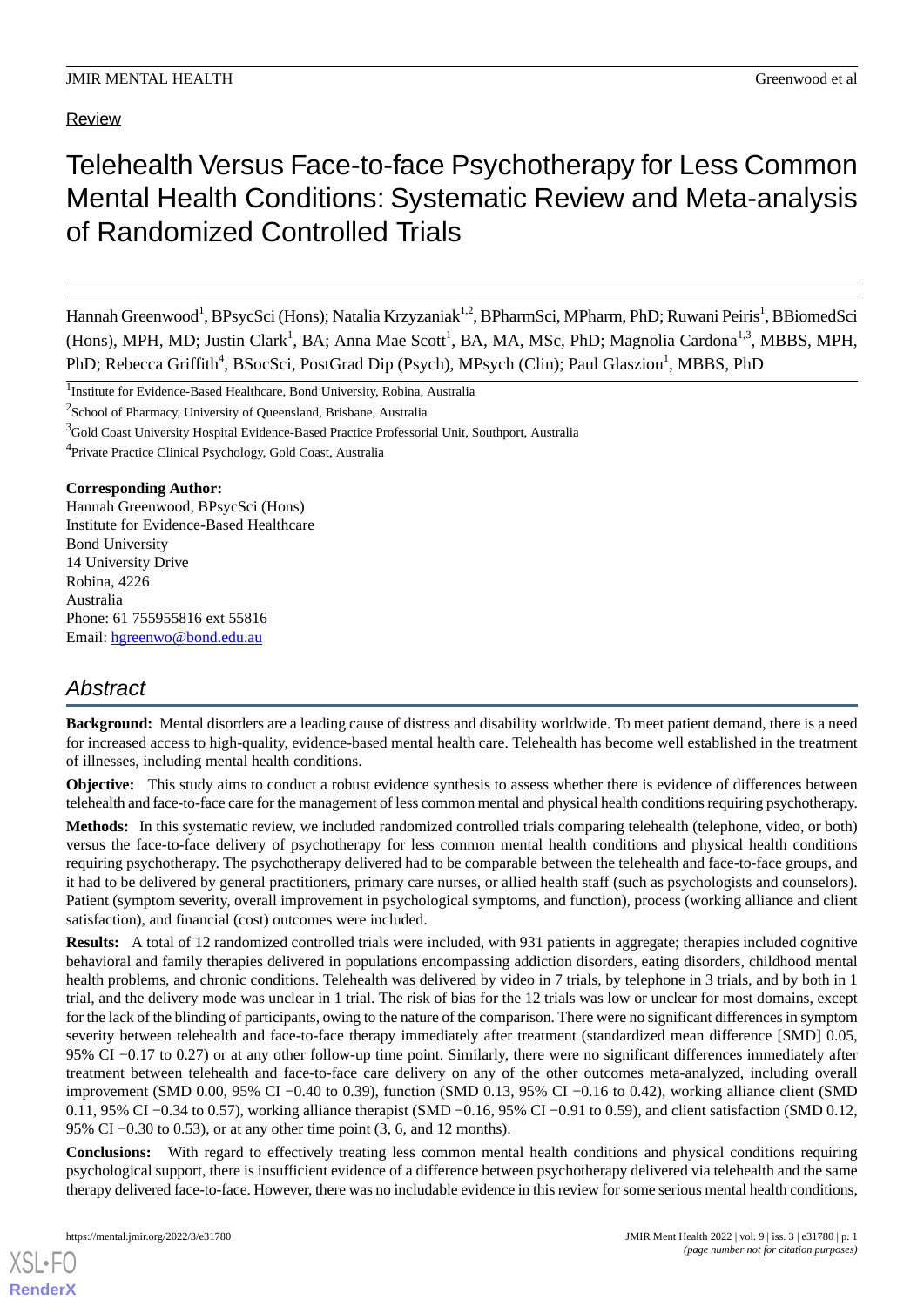Review

# Telehealth Versus Face-to-face Psychotherapy for Less Common Mental Health Conditions: Systematic Review and Meta-analysis of Randomized Controlled Trials

Hannah Greenwood[1], BPsycSci (Hons); Natalia Krzyzaniak[1,2], BPharmSci, MPharm, PhD; Ruwani Peiris[1], BBiomedSci (Hons), MPH, MD; Justin Clark[1], BA; Anna Mae Scott[1], BA, MA, MSc, PhD; Magnolia Cardona[1,3], MBBS, MPH, PhD; Rebecca Griffith[4], BSocSci, PostGrad Dip (Psych), MPsych (Clin); Paul Glasziou[1], MBBS, PhD

[1]Institute for Evidence-Based Healthcare, Bond University, Robina, Australia

[2]School of Pharmacy, University of Queensland, Brisbane, Australia

[3]Gold Coast University Hospital Evidence-Based Practice Professorial Unit, Southport, Australia

[4]Private Practice Clinical Psychology, Gold Coast, Australia

**Corresponding Author:**
Hannah Greenwood, BPsycSci (Hons)
Institute for Evidence-Based Healthcare
Bond University
14 University Drive
Robina, 4226
Australia
Phone: 61 755955816 ext 55816
Email: hgreenwo@bond.edu.au

## *Abstract*

**Background:** Mental disorders are a leading cause of distress and disability worldwide. To meet patient demand, there is a need for increased access to high-quality, evidence-based mental health care. Telehealth has become well established in the treatment of illnesses, including mental health conditions.

**Objective:** This study aims to conduct a robust evidence synthesis to assess whether there is evidence of differences between telehealth and face-to-face care for the management of less common mental and physical health conditions requiring psychotherapy.

**Methods:** In this systematic review, we included randomized controlled trials comparing telehealth (telephone, video, or both) versus the face-to-face delivery of psychotherapy for less common mental health conditions and physical health conditions requiring psychotherapy. The psychotherapy delivered had to be comparable between the telehealth and face-to-face groups, and it had to be delivered by general practitioners, primary care nurses, or allied health staff (such as psychologists and counselors). Patient (symptom severity, overall improvement in psychological symptoms, and function), process (working alliance and client satisfaction), and financial (cost) outcomes were included.

**Results:** A total of 12 randomized controlled trials were included, with 931 patients in aggregate; therapies included cognitive behavioral and family therapies delivered in populations encompassing addiction disorders, eating disorders, childhood mental health problems, and chronic conditions. Telehealth was delivered by video in 7 trials, by telephone in 3 trials, and by both in 1 trial, and the delivery mode was unclear in 1 trial. The risk of bias for the 12 trials was low or unclear for most domains, except for the lack of the blinding of participants, owing to the nature of the comparison. There were no significant differences in symptom severity between telehealth and face-to-face therapy immediately after treatment (standardized mean difference [SMD] 0.05, 95% CI −0.17 to 0.27) or at any other follow-up time point. Similarly, there were no significant differences immediately after treatment between telehealth and face-to-face care delivery on any of the other outcomes meta-analyzed, including overall improvement (SMD 0.00, 95% CI −0.40 to 0.39), function (SMD 0.13, 95% CI −0.16 to 0.42), working alliance client (SMD 0.11, 95% CI −0.34 to 0.57), working alliance therapist (SMD −0.16, 95% CI −0.91 to 0.59), and client satisfaction (SMD 0.12, 95% CI −0.30 to 0.53), or at any other time point (3, 6, and 12 months).

**Conclusions:** With regard to effectively treating less common mental health conditions and physical conditions requiring psychological support, there is insufficient evidence of a difference between psychotherapy delivered via telehealth and the same therapy delivered face-to-face. However, there was no includable evidence in this review for some serious mental health conditions,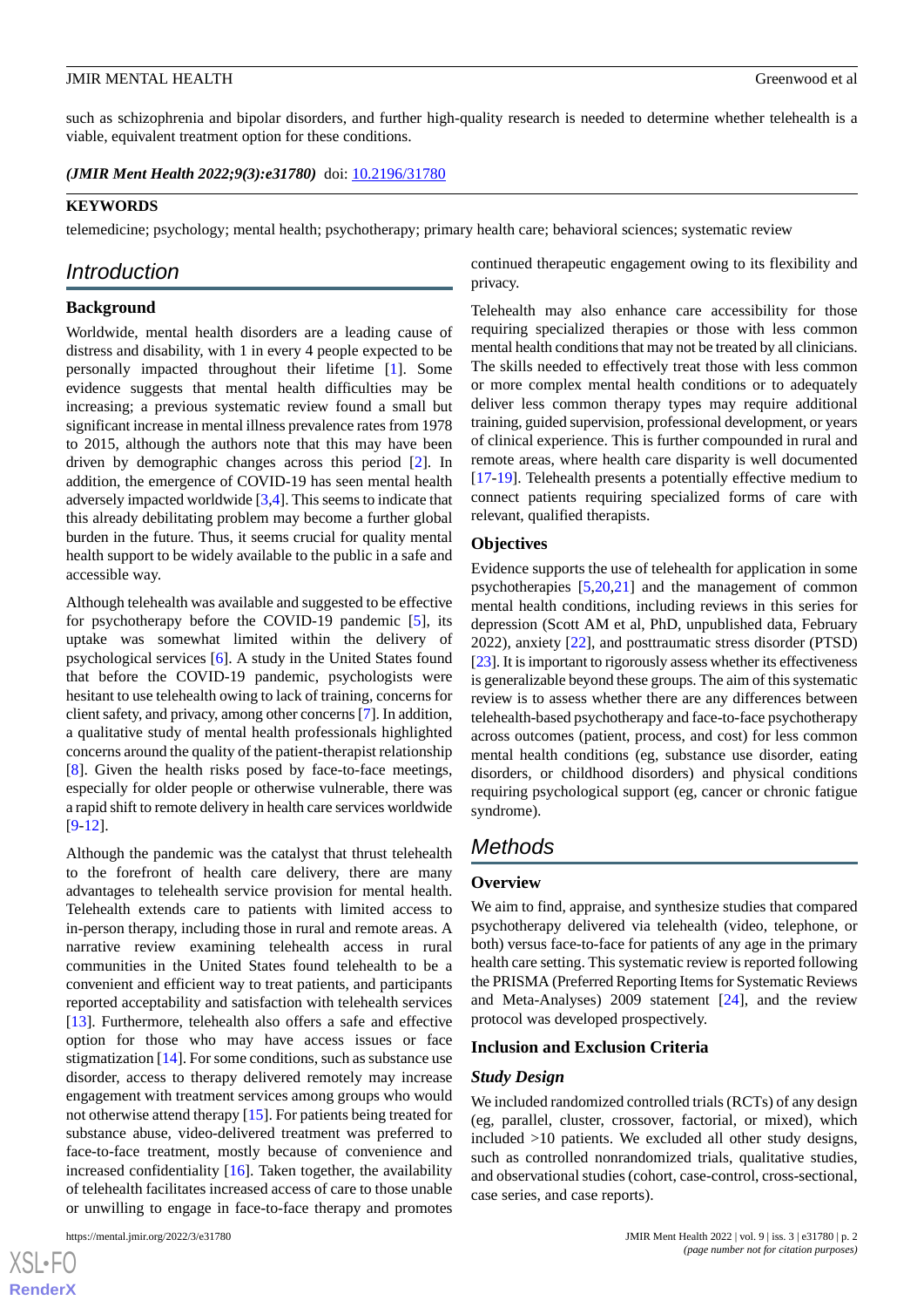such as schizophrenia and bipolar disorders, and further high-quality research is needed to determine whether telehealth is a viable, equivalent treatment option for these conditions.

***(JMIR Ment Health 2022;9(3):e31780)*** doi: 10.2196/31780

**KEYWORDS**

telemedicine; psychology; mental health; psychotherapy; primary health care; behavioral sciences; systematic review

## Introduction

### Background

Worldwide, mental health disorders are a leading cause of distress and disability, with 1 in every 4 people expected to be personally impacted throughout their lifetime [1]. Some evidence suggests that mental health difficulties may be increasing; a previous systematic review found a small but significant increase in mental illness prevalence rates from 1978 to 2015, although the authors note that this may have been driven by demographic changes across this period [2]. In addition, the emergence of COVID-19 has seen mental health adversely impacted worldwide [3,4]. This seems to indicate that this already debilitating problem may become a further global burden in the future. Thus, it seems crucial for quality mental health support to be widely available to the public in a safe and accessible way.

Although telehealth was available and suggested to be effective for psychotherapy before the COVID-19 pandemic [5], its uptake was somewhat limited within the delivery of psychological services [6]. A study in the United States found that before the COVID-19 pandemic, psychologists were hesitant to use telehealth owing to lack of training, concerns for client safety, and privacy, among other concerns [7]. In addition, a qualitative study of mental health professionals highlighted concerns around the quality of the patient-therapist relationship [8]. Given the health risks posed by face-to-face meetings, especially for older people or otherwise vulnerable, there was a rapid shift to remote delivery in health care services worldwide [9-12].

Although the pandemic was the catalyst that thrust telehealth to the forefront of health care delivery, there are many advantages to telehealth service provision for mental health. Telehealth extends care to patients with limited access to in-person therapy, including those in rural and remote areas. A narrative review examining telehealth access in rural communities in the United States found telehealth to be a convenient and efficient way to treat patients, and participants reported acceptability and satisfaction with telehealth services [13]. Furthermore, telehealth also offers a safe and effective option for those who may have access issues or face stigmatization [14]. For some conditions, such as substance use disorder, access to therapy delivered remotely may increase engagement with treatment services among groups who would not otherwise attend therapy [15]. For patients being treated for substance abuse, video-delivered treatment was preferred to face-to-face treatment, mostly because of convenience and increased confidentiality [16]. Taken together, the availability of telehealth facilitates increased access of care to those unable or unwilling to engage in face-to-face therapy and promotes continued therapeutic engagement owing to its flexibility and privacy.

Telehealth may also enhance care accessibility for those requiring specialized therapies or those with less common mental health conditions that may not be treated by all clinicians. The skills needed to effectively treat those with less common or more complex mental health conditions or to adequately deliver less common therapy types may require additional training, guided supervision, professional development, or years of clinical experience. This is further compounded in rural and remote areas, where health care disparity is well documented [17-19]. Telehealth presents a potentially effective medium to connect patients requiring specialized forms of care with relevant, qualified therapists.

### Objectives

Evidence supports the use of telehealth for application in some psychotherapies [5,20,21] and the management of common mental health conditions, including reviews in this series for depression (Scott AM et al, PhD, unpublished data, February 2022), anxiety [22], and posttraumatic stress disorder (PTSD) [23]. It is important to rigorously assess whether its effectiveness is generalizable beyond these groups. The aim of this systematic review is to assess whether there are any differences between telehealth-based psychotherapy and face-to-face psychotherapy across outcomes (patient, process, and cost) for less common mental health conditions (eg, substance use disorder, eating disorders, or childhood disorders) and physical conditions requiring psychological support (eg, cancer or chronic fatigue syndrome).

## Methods

### Overview

We aim to find, appraise, and synthesize studies that compared psychotherapy delivered via telehealth (video, telephone, or both) versus face-to-face for patients of any age in the primary health care setting. This systematic review is reported following the PRISMA (Preferred Reporting Items for Systematic Reviews and Meta-Analyses) 2009 statement [24], and the review protocol was developed prospectively.

### Inclusion and Exclusion Criteria

#### *Study Design*

We included randomized controlled trials (RCTs) of any design (eg, parallel, cluster, crossover, factorial, or mixed), which included >10 patients. We excluded all other study designs, such as controlled nonrandomized trials, qualitative studies, and observational studies (cohort, case-control, cross-sectional, case series, and case reports).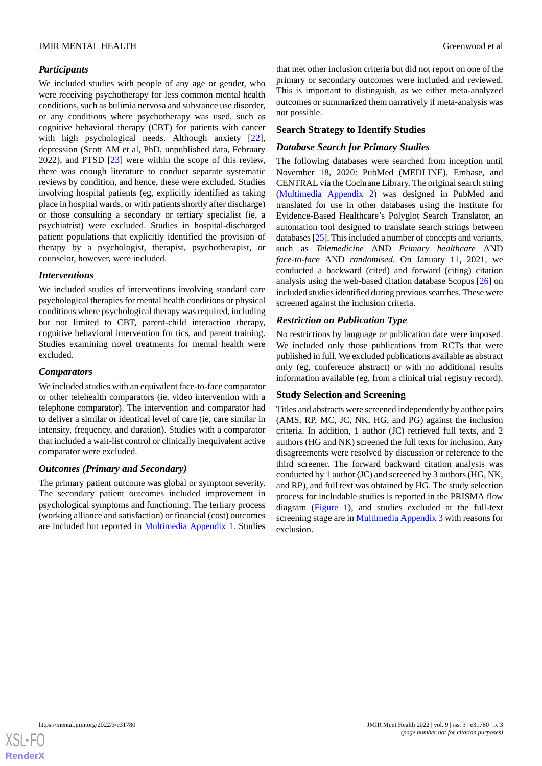### Participants

We included studies with people of any age or gender, who were receiving psychotherapy for less common mental health conditions, such as bulimia nervosa and substance use disorder, or any conditions where psychotherapy was used, such as cognitive behavioral therapy (CBT) for patients with cancer with high psychological needs. Although anxiety [22], depression (Scott AM et al, PhD, unpublished data, February 2022), and PTSD [23] were within the scope of this review, there was enough literature to conduct separate systematic reviews by condition, and hence, these were excluded. Studies involving hospital patients (eg, explicitly identified as taking place in hospital wards, or with patients shortly after discharge) or those consulting a secondary or tertiary specialist (ie, a psychiatrist) were excluded. Studies in hospital-discharged patient populations that explicitly identified the provision of therapy by a psychologist, therapist, psychotherapist, or counselor, however, were included.

### Interventions

We included studies of interventions involving standard care psychological therapies for mental health conditions or physical conditions where psychological therapy was required, including but not limited to CBT, parent-child interaction therapy, cognitive behavioral intervention for tics, and parent training. Studies examining novel treatments for mental health were excluded.

### Comparators

We included studies with an equivalent face-to-face comparator or other telehealth comparators (ie, video intervention with a telephone comparator). The intervention and comparator had to deliver a similar or identical level of care (ie, care similar in intensity, frequency, and duration). Studies with a comparator that included a wait-list control or clinically inequivalent active comparator were excluded.

### Outcomes (Primary and Secondary)

The primary patient outcome was global or symptom severity. The secondary patient outcomes included improvement in psychological symptoms and functioning. The tertiary process (working alliance and satisfaction) or financial (cost) outcomes are included but reported in Multimedia Appendix 1. Studies that met other inclusion criteria but did not report on one of the primary or secondary outcomes were included and reviewed. This is important to distinguish, as we either meta-analyzed outcomes or summarized them narratively if meta-analysis was not possible.

## Search Strategy to Identify Studies

### Database Search for Primary Studies

The following databases were searched from inception until November 18, 2020: PubMed (MEDLINE), Embase, and CENTRAL via the Cochrane Library. The original search string (Multimedia Appendix 2) was designed in PubMed and translated for use in other databases using the Institute for Evidence-Based Healthcare's Polyglot Search Translator, an automation tool designed to translate search strings between databases [25]. This included a number of concepts and variants, such as *Telemedicine* AND *Primary healthcare* AND *face-to-face* AND *randomised.* On January 11, 2021, we conducted a backward (cited) and forward (citing) citation analysis using the web-based citation database Scopus [26] on included studies identified during previous searches. These were screened against the inclusion criteria.

### Restriction on Publication Type

No restrictions by language or publication date were imposed. We included only those publications from RCTs that were published in full. We excluded publications available as abstract only (eg, conference abstract) or with no additional results information available (eg, from a clinical trial registry record).

## Study Selection and Screening

Titles and abstracts were screened independently by author pairs (AMS, RP, MC, JC, NK, HG, and PG) against the inclusion criteria. In addition, 1 author (JC) retrieved full texts, and 2 authors (HG and NK) screened the full texts for inclusion. Any disagreements were resolved by discussion or reference to the third screener. The forward backward citation analysis was conducted by 1 author (JC) and screened by 3 authors (HG, NK, and RP), and full text was obtained by HG. The study selection process for includable studies is reported in the PRISMA flow diagram (Figure 1), and studies excluded at the full-text screening stage are in Multimedia Appendix 3 with reasons for exclusion.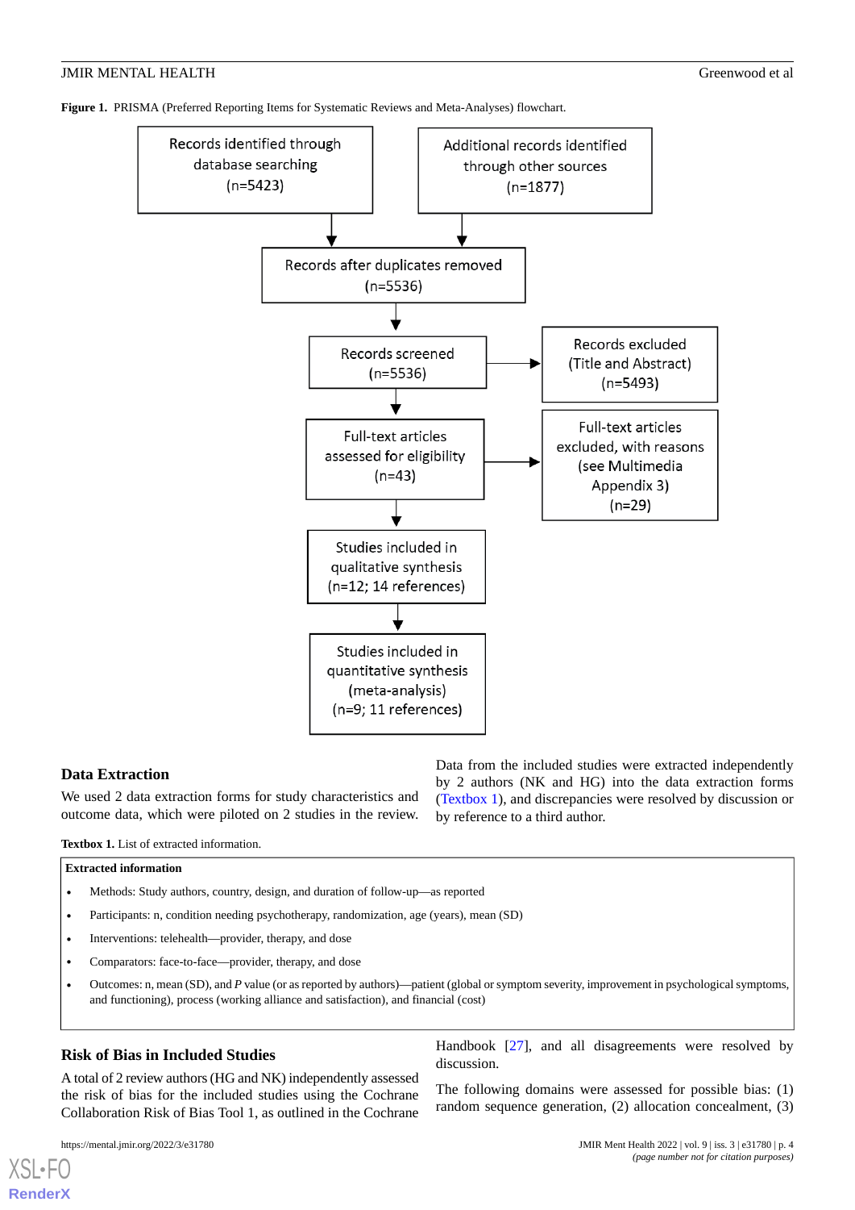**Figure 1.** PRISMA (Preferred Reporting Items for Systematic Reviews and Meta-Analyses) flowchart.

- Records identified through database searching (n=5423)
- Additional records identified through other sources (n=1877)
- Records after duplicates removed (n=5536)
- Records screened (n=5536)
- Records excluded (Title and Abstract) (n=5493)
- Full-text articles assessed for eligibility (n=43)
- Full-text articles excluded, with reasons (see Multimedia Appendix 3) (n=29)
- Studies included in qualitative synthesis (n=12; 14 references)
- Studies included in quantitative synthesis (meta-analysis) (n=9; 11 references)

## Data Extraction

We used 2 data extraction forms for study characteristics and outcome data, which were piloted on 2 studies in the review.

Data from the included studies were extracted independently by 2 authors (NK and HG) into the data extraction forms (Textbox 1), and discrepancies were resolved by discussion or by reference to a third author.

**Textbox 1.** List of extracted information.

**Extracted information**

- Methods: Study authors, country, design, and duration of follow-up—as reported
- Participants: n, condition needing psychotherapy, randomization, age (years), mean (SD)
- Interventions: telehealth—provider, therapy, and dose
- Comparators: face-to-face—provider, therapy, and dose
- Outcomes: n, mean (SD), and *P* value (or as reported by authors)—patient (global or symptom severity, improvement in psychological symptoms, and functioning), process (working alliance and satisfaction), and financial (cost)

## Risk of Bias in Included Studies

A total of 2 review authors (HG and NK) independently assessed the risk of bias for the included studies using the Cochrane Collaboration Risk of Bias Tool 1, as outlined in the Cochrane Handbook [27], and all disagreements were resolved by discussion.

The following domains were assessed for possible bias: (1) random sequence generation, (2) allocation concealment, (3)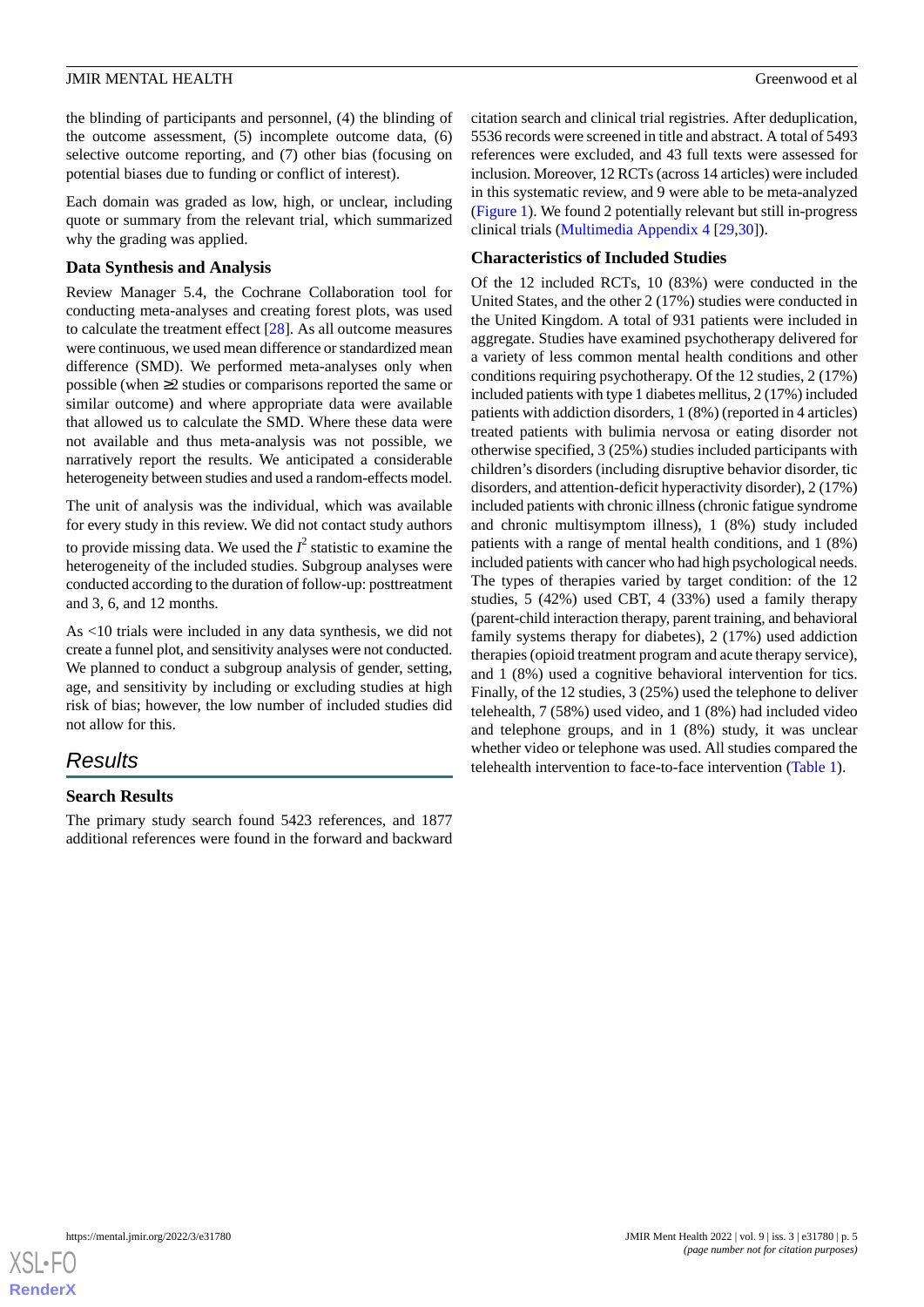the blinding of participants and personnel, (4) the blinding of the outcome assessment, (5) incomplete outcome data, (6) selective outcome reporting, and (7) other bias (focusing on potential biases due to funding or conflict of interest).

Each domain was graded as low, high, or unclear, including quote or summary from the relevant trial, which summarized why the grading was applied.

### Data Synthesis and Analysis

Review Manager 5.4, the Cochrane Collaboration tool for conducting meta-analyses and creating forest plots, was used to calculate the treatment effect [28]. As all outcome measures were continuous, we used mean difference or standardized mean difference (SMD). We performed meta-analyses only when possible (when ≥2 studies or comparisons reported the same or similar outcome) and where appropriate data were available that allowed us to calculate the SMD. Where these data were not available and thus meta-analysis was not possible, we narratively report the results. We anticipated a considerable heterogeneity between studies and used a random-effects model.

The unit of analysis was the individual, which was available for every study in this review. We did not contact study authors to provide missing data. We used the $I^2$ statistic to examine the heterogeneity of the included studies. Subgroup analyses were conducted according to the duration of follow-up: posttreatment and 3, 6, and 12 months.

As <10 trials were included in any data synthesis, we did not create a funnel plot, and sensitivity analyses were not conducted. We planned to conduct a subgroup analysis of gender, setting, age, and sensitivity by including or excluding studies at high risk of bias; however, the low number of included studies did not allow for this.

## Results

### Search Results

The primary study search found 5423 references, and 1877 additional references were found in the forward and backward citation search and clinical trial registries. After deduplication, 5536 records were screened in title and abstract. A total of 5493 references were excluded, and 43 full texts were assessed for inclusion. Moreover, 12 RCTs (across 14 articles) were included in this systematic review, and 9 were able to be meta-analyzed (Figure 1). We found 2 potentially relevant but still in-progress clinical trials (Multimedia Appendix 4 [29,30]).

### Characteristics of Included Studies

Of the 12 included RCTs, 10 (83%) were conducted in the United States, and the other 2 (17%) studies were conducted in the United Kingdom. A total of 931 patients were included in aggregate. Studies have examined psychotherapy delivered for a variety of less common mental health conditions and other conditions requiring psychotherapy. Of the 12 studies, 2 (17%) included patients with type 1 diabetes mellitus, 2 (17%) included patients with addiction disorders, 1 (8%) (reported in 4 articles) treated patients with bulimia nervosa or eating disorder not otherwise specified, 3 (25%) studies included participants with children's disorders (including disruptive behavior disorder, tic disorders, and attention-deficit hyperactivity disorder), 2 (17%) included patients with chronic illness (chronic fatigue syndrome and chronic multisymptom illness), 1 (8%) study included patients with a range of mental health conditions, and 1 (8%) included patients with cancer who had high psychological needs. The types of therapies varied by target condition: of the 12 studies, 5 (42%) used CBT, 4 (33%) used a family therapy (parent-child interaction therapy, parent training, and behavioral family systems therapy for diabetes), 2 (17%) used addiction therapies (opioid treatment program and acute therapy service), and 1 (8%) used a cognitive behavioral intervention for tics. Finally, of the 12 studies, 3 (25%) used the telephone to deliver telehealth, 7 (58%) used video, and 1 (8%) had included video and telephone groups, and in 1 (8%) study, it was unclear whether video or telephone was used. All studies compared the telehealth intervention to face-to-face intervention (Table 1).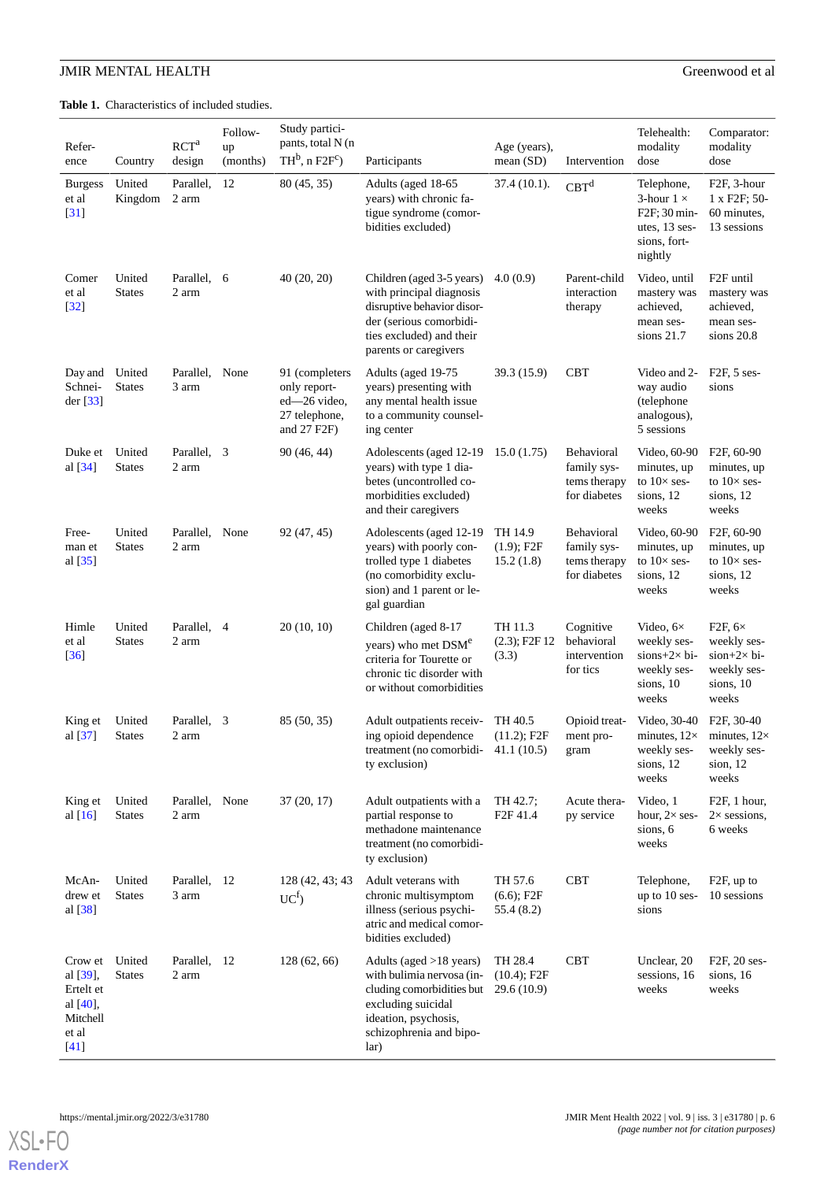**Table 1.** Characteristics of included studies.

| Reference | Country | RCT[a] design | Follow-up (months) | Study participants, total N (n TH[b], n F2F[c]) | Participants | Age (years), mean (SD) | Intervention | Telehealth: modality dose | Comparator: modality dose |
|---|---|---|---|---|---|---|---|---|---|
| Burgess et al [31] | United Kingdom | Parallel, 2 arm | 12 | 80 (45, 35) | Adults (aged 18-65 years) with chronic fatigue syndrome (comorbidities excluded) | 37.4 (10.1). | CBT[d] | Telephone, 3-hour 1 × F2F; 30 minutes, 13 sessions, fortnightly | F2F, 3-hour 1 x F2F; 50-60 minutes, 13 sessions |
| Comer et al [32] | United States | Parallel, 2 arm | 6 | 40 (20, 20) | Children (aged 3-5 years) with principal diagnosis disruptive behavior disorder (serious comorbidities excluded) and their parents or caregivers | 4.0 (0.9) | Parent-child interaction therapy | Video, until mastery was achieved, mean sessions 21.7 | F2F until mastery was achieved, mean sessions 20.8 |
| Day and Schneider [33] | United States | Parallel, 3 arm | None | 91 (completers only reported—26 video, 27 telephone, and 27 F2F) | Adults (aged 19-75 years) presenting with any mental health issue to a community counseling center | 39.3 (15.9) | CBT | Video and 2-way audio (telephone analogous), 5 sessions | F2F, 5 sessions |
| Duke et al [34] | United States | Parallel, 2 arm | 3 | 90 (46, 44) | Adolescents (aged 12-19 years) with type 1 diabetes (uncontrolled comorbidities excluded) and their caregivers | 15.0 (1.75) | Behavioral family systems therapy for diabetes | Video, 60-90 minutes, up to 10× sessions, 12 weeks | F2F, 60-90 minutes, up to 10× sessions, 12 weeks |
| Freeman et al [35] | United States | Parallel, 2 arm | None | 92 (47, 45) | Adolescents (aged 12-19 years) with poorly controlled type 1 diabetes (no comorbidity exclusion) and 1 parent or legal guardian | TH 14.9 (1.9); F2F 15.2 (1.8) | Behavioral family systems therapy for diabetes | Video, 60-90 minutes, up to 10× sessions, 12 weeks | F2F, 60-90 minutes, up to 10× sessions, 12 weeks |
| Himle et al [36] | United States | Parallel, 2 arm | 4 | 20 (10, 10) | Children (aged 8-17 years) who met DSM[e] criteria for Tourette or chronic tic disorder with or without comorbidities | TH 11.3 (2.3); F2F 12 (3.3) | Cognitive behavioral intervention for tics | Video, 6× weekly sessions+2× biweekly sessions, 10 weeks | F2F, 6× weekly session+2× biweekly sessions, 10 weeks |
| King et al [37] | United States | Parallel, 2 arm | 3 | 85 (50, 35) | Adult outpatients receiving opioid dependence treatment (no comorbidity exclusion) | TH 40.5 (11.2); F2F 41.1 (10.5) | Opioid treatment program | Video, 30-40 minutes, 12× weekly sessions, 12 weeks | F2F, 30-40 minutes, 12× weekly session, 12 weeks |
| King et al [16] | United States | Parallel, 2 arm | None | 37 (20, 17) | Adult outpatients with a partial response to methadone maintenance treatment (no comorbidity exclusion) | TH 42.7; F2F 41.4 | Acute therapy service | Video, 1 hour, 2× sessions, 6 weeks | F2F, 1 hour, 2× sessions, 6 weeks |
| McAndrew et al [38] | United States | Parallel, 3 arm | 12 | 128 (42, 43; 43 UC[f]) | Adult veterans with chronic multisymptom illness (serious psychiatric and medical comorbidities excluded) | TH 57.6 (6.6); F2F 55.4 (8.2) | CBT | Telephone, up to 10 sessions | F2F, up to 10 sessions |
| Crow et al [39], Ertelt et al [40], Mitchell et al [41] | United States | Parallel, 2 arm | 12 | 128 (62, 66) | Adults (aged >18 years) with bulimia nervosa (including comorbidities but excluding suicidal ideation, psychosis, schizophrenia and bipolar) | TH 28.4 (10.4); F2F 29.6 (10.9) | CBT | Unclear, 20 sessions, 16 weeks | F2F, 20 sessions, 16 weeks |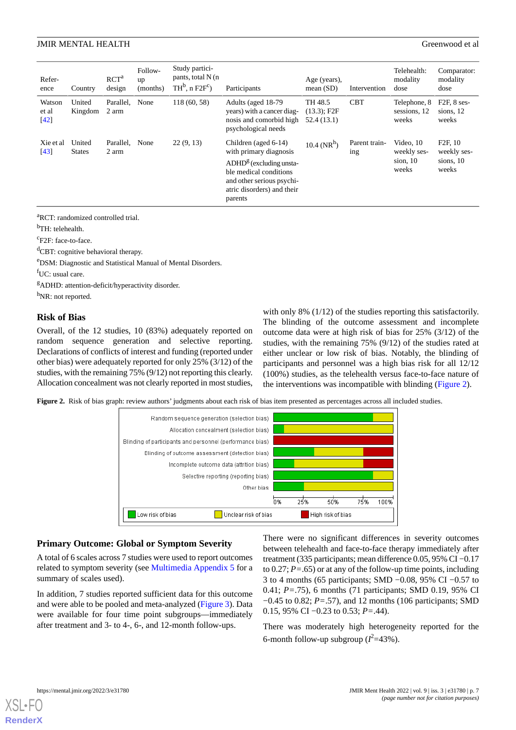| Reference | Country | RCT[a] design | Follow-up (months) | Study participants, total N (n TH[b], n F2F[c]) | Participants | Age (years), mean (SD) | Intervention | Telehealth: modality dose | Comparator: modality dose |
|---|---|---|---|---|---|---|---|---|---|
| Watson et al [42] | United Kingdom | Parallel, 2 arm | None | 118 (60, 58) | Adults (aged 18-79 years) with a cancer diagnosis and comorbid high psychological needs | TH 48.5 (13.3); F2F 52.4 (13.1) | CBT | Telephone, 8 sessions, 12 weeks | F2F, 8 sessions, 12 weeks |
| Xie et al [43] | United States | Parallel, 2 arm | None | 22 (9, 13) | Children (aged 6-14) with primary diagnosis ADHD[g] (excluding unstable medical conditions and other serious psychiatric disorders) and their parents | 10.4 (NR[h]) | Parent training | Video, 10 weekly session, 10 weeks | F2F, 10 weekly sessions, 10 weeks |

[a]RCT: randomized controlled trial.

[b]TH: telehealth.

[c]F2F: face-to-face.

[d]CBT: cognitive behavioral therapy.

[e]DSM: Diagnostic and Statistical Manual of Mental Disorders.

[f]UC: usual care.

[g]ADHD: attention-deficit/hyperactivity disorder.

[h]NR: not reported.

## Risk of Bias

Overall, of the 12 studies, 10 (83%) adequately reported on random sequence generation and selective reporting. Declarations of conflicts of interest and funding (reported under other bias) were adequately reported for only 25% (3/12) of the studies, with the remaining 75% (9/12) not reporting this clearly. Allocation concealment was not clearly reported in most studies, with only 8% (1/12) of the studies reporting this satisfactorily. The blinding of the outcome assessment and incomplete outcome data were at high risk of bias for 25% (3/12) of the studies, with the remaining 75% (9/12) of the studies rated at either unclear or low risk of bias. Notably, the blinding of participants and personnel was a high bias risk for all 12/12 (100%) studies, as the telehealth versus face-to-face nature of the interventions was incompatible with blinding (Figure 2).

**Figure 2.** Risk of bias graph: review authors' judgments about each risk of bias item presented as percentages across all included studies.

## Primary Outcome: Global or Symptom Severity

A total of 6 scales across 7 studies were used to report outcomes related to symptom severity (see Multimedia Appendix 5 for a summary of scales used).

In addition, 7 studies reported sufficient data for this outcome and were able to be pooled and meta-analyzed (Figure 3). Data were available for four time point subgroups—immediately after treatment and 3- to 4-, 6-, and 12-month follow-ups.

There were no significant differences in severity outcomes between telehealth and face-to-face therapy immediately after treatment (335 participants; mean difference 0.05, 95% CI −0.17 to 0.27; $P$=.65) or at any of the follow-up time points, including 3 to 4 months (65 participants; SMD −0.08, 95% CI −0.57 to 0.41; $P$=.75), 6 months (71 participants; SMD 0.19, 95% CI −0.45 to 0.82; $P$=.57), and 12 months (106 participants; SMD 0.15, 95% CI −0.23 to 0.53; $P$=.44).

There was moderately high heterogeneity reported for the 6-month follow-up subgroup ($I^2$=43%).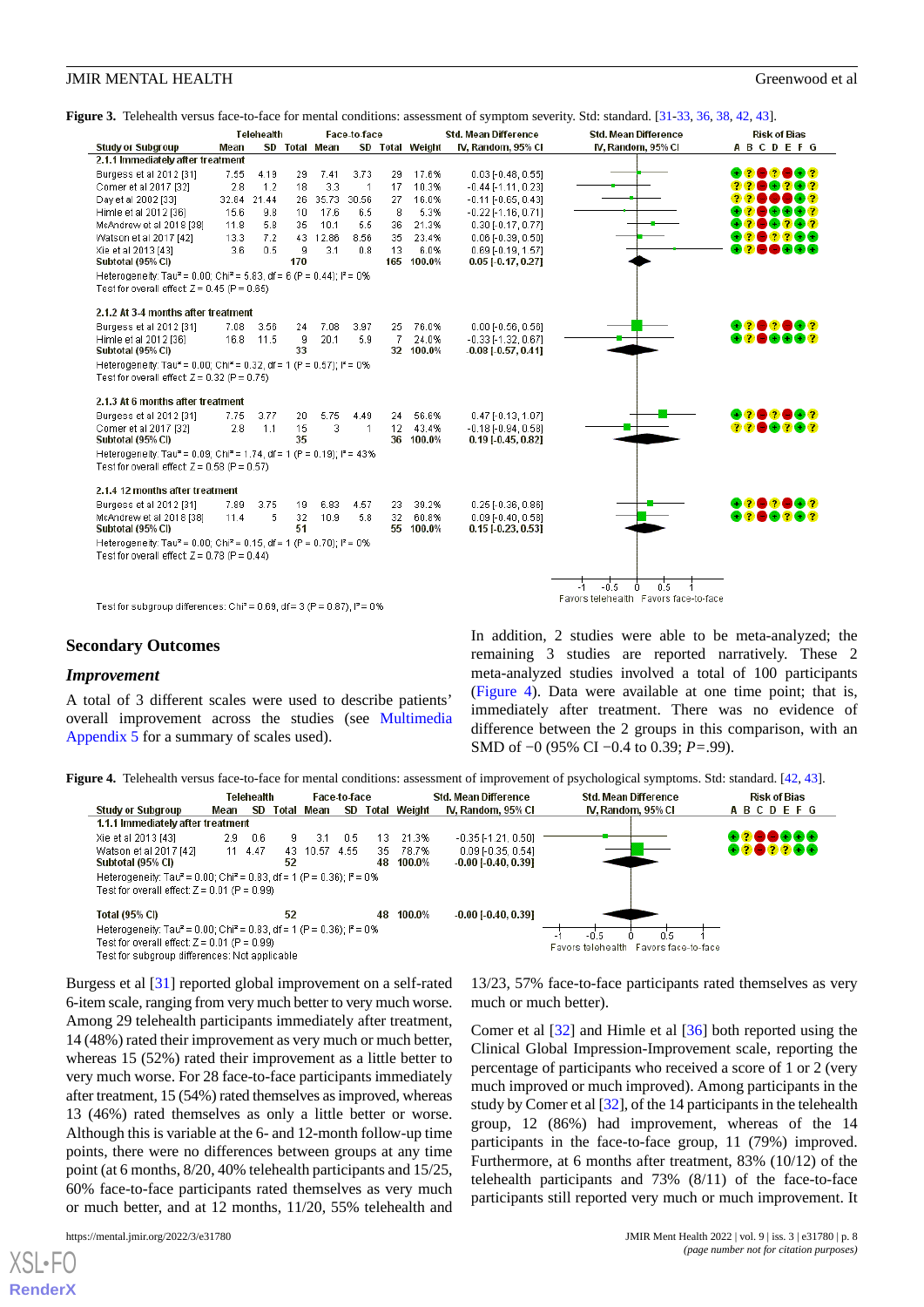**Figure 3.** Telehealth versus face-to-face for mental conditions: assessment of symptom severity. Std: standard. [31-33, 36, 38, 42, 43].

| Study or Subgroup | Telehealth Mean | Telehealth SD | Telehealth Total | Face-to-face Mean | Face-to-face SD | Face-to-face Total | Weight | Std. Mean Difference IV, Random, 95% CI |
|---|---|---|---|---|---|---|---|---|
| **2.1.1 Immediately after treatment** | | | | | | | | |
| Burgess et al 2012 [31] | 7.55 | 4.19 | 29 | 7.41 | 3.73 | 29 | 17.6% | 0.03 [-0.48, 0.55] |
| Comer et al 2017 [32] | 2.8 | 1.2 | 18 | 3.3 | 1 | 17 | 10.3% | -0.44 [-1.11, 0.23] |
| Day et al 2002 [33] | 32.84 | 21.44 | 26 | 35.73 | 30.56 | 27 | 16.0% | -0.11 [-0.65, 0.43] |
| Himle et al 2012 [36] | 15.6 | 9.8 | 10 | 17.6 | 6.5 | 8 | 5.3% | -0.22 [-1.16, 0.71] |
| McAndrew et al 2018 [38] | 11.8 | 5.8 | 35 | 10.1 | 5.5 | 36 | 21.3% | 0.30 [-0.17, 0.77] |
| Watson et al 2017 [42] | 13.3 | 7.2 | 43 | 12.86 | 8.56 | 35 | 23.4% | 0.06 [-0.39, 0.50] |
| Xie et al 2013 [43] | 3.6 | 0.5 | 9 | 3.1 | 0.8 | 13 | 8.0% | 0.69 [-0.19, 1.57] |
| **Subtotal (95% CI)** | | | **170** | | | **165** | **100.0%** | **0.05 [-0.17, 0.27]** |
| Heterogeneity: Tau² = 0.00; Chi² = 5.83, df = 6 (P = 0.44); I² = 0% | | | | | | | | |
| Test for overall effect: Z = 0.45 (P = 0.65) | | | | | | | | |
| **2.1.2 At 3-4 months after treatment** | | | | | | | | |
| Burgess et al 2012 [31] | 7.08 | 3.56 | 24 | 7.08 | 3.97 | 25 | 76.0% | 0.00 [-0.56, 0.56] |
| Himle et al 2012 [36] | 16.8 | 11.5 | 9 | 20.1 | 5.9 | 7 | 24.0% | -0.33 [-1.32, 0.67] |
| **Subtotal (95% CI)** | | | **33** | | | **32** | **100.0%** | **-0.08 [-0.57, 0.41]** |
| Heterogeneity: Tau² = 0.00; Chi² = 0.32, df = 1 (P = 0.57); I² = 0% | | | | | | | | |
| Test for overall effect: Z = 0.32 (P = 0.75) | | | | | | | | |
| **2.1.3 At 6 months after treatment** | | | | | | | | |
| Burgess et al 2012 [31] | 7.75 | 3.77 | 20 | 5.75 | 4.49 | 24 | 56.6% | 0.47 [-0.13, 1.07] |
| Comer et al 2017 [32] | 2.8 | 1.1 | 15 | 3 | 1 | 12 | 43.4% | -0.18 [-0.94, 0.58] |
| **Subtotal (95% CI)** | | | **35** | | | **36** | **100.0%** | **0.19 [-0.45, 0.82]** |
| Heterogeneity: Tau² = 0.09; Chi² = 1.74, df = 1 (P = 0.19); I² = 43% | | | | | | | | |
| Test for overall effect: Z = 0.58 (P = 0.57) | | | | | | | | |
| **2.1.4 12 months after treatment** | | | | | | | | |
| Burgess et al 2012 [31] | 7.89 | 3.75 | 19 | 6.83 | 4.57 | 23 | 39.2% | 0.25 [-0.36, 0.86] |
| McAndrew et al 2018 [38] | 11.4 | 5 | 32 | 10.9 | 5.8 | 32 | 60.8% | 0.09 [-0.40, 0.58] |
| **Subtotal (95% CI)** | | | **51** | | | **55** | **100.0%** | **0.15 [-0.23, 0.53]** |
| Heterogeneity: Tau² = 0.00; Chi² = 0.15, df = 1 (P = 0.70); I² = 0% | | | | | | | | |
| Test for overall effect: Z = 0.78 (P = 0.44) | | | | | | | | |

Test for subgroup differences: Chi² = 0.69, df = 3 (P = 0.87), I² = 0%

Favors telehealth / Favors face-to-face

## Secondary Outcomes

### *Improvement*

A total of 3 different scales were used to describe patients' overall improvement across the studies (see Multimedia Appendix 5 for a summary of scales used).

In addition, 2 studies were able to be meta-analyzed; the remaining 3 studies are reported narratively. These 2 meta-analyzed studies involved a total of 100 participants (Figure 4). Data were available at one time point; that is, immediately after treatment. There was no evidence of difference between the 2 groups in this comparison, with an SMD of −0 (95% CI −0.4 to 0.39; *P*=.99).

**Figure 4.** Telehealth versus face-to-face for mental conditions: assessment of improvement of psychological symptoms. Std: standard. [42, 43].

| Study or Subgroup | Telehealth Mean | Telehealth SD | Telehealth Total | Face-to-face Mean | Face-to-face SD | Face-to-face Total | Weight | Std. Mean Difference IV, Random, 95% CI |
|---|---|---|---|---|---|---|---|---|
| **1.1.1 Immediately after treatment** | | | | | | | | |
| Xie et al 2013 [43] | 2.9 | 0.6 | 9 | 3.1 | 0.5 | 13 | 21.3% | -0.35 [-1.21, 0.50] |
| Watson et al 2017 [42] | 11 | 4.47 | 43 | 10.57 | 4.55 | 35 | 78.7% | 0.09 [-0.35, 0.54] |
| **Subtotal (95% CI)** | | | **52** | | | **48** | **100.0%** | **-0.00 [-0.40, 0.39]** |
| Heterogeneity: Tau² = 0.00; Chi² = 0.83, df = 1 (P = 0.36); I² = 0% | | | | | | | | |
| Test for overall effect: Z = 0.01 (P = 0.99) | | | | | | | | |
| **Total (95% CI)** | | | **52** | | | **48** | **100.0%** | **-0.00 [-0.40, 0.39]** |
| Heterogeneity: Tau² = 0.00; Chi² = 0.83, df = 1 (P = 0.36); I² = 0% | | | | | | | | |
| Test for overall effect: Z = 0.01 (P = 0.99) | | | | | | | | |
| Test for subgroup differences: Not applicable | | | | | | | | |

Favors telehealth / Favors face-to-face

Burgess et al [31] reported global improvement on a self-rated 6-item scale, ranging from very much better to very much worse. Among 29 telehealth participants immediately after treatment, 14 (48%) rated their improvement as very much or much better, whereas 15 (52%) rated their improvement as a little better to very much worse. For 28 face-to-face participants immediately after treatment, 15 (54%) rated themselves as improved, whereas 13 (46%) rated themselves as only a little better or worse. Although this is variable at the 6- and 12-month follow-up time points, there were no differences between groups at any time point (at 6 months, 8/20, 40% telehealth participants and 15/25, 60% face-to-face participants rated themselves as very much or much better, and at 12 months, 11/20, 55% telehealth and 13/23, 57% face-to-face participants rated themselves as very much or much better).

Comer et al [32] and Himle et al [36] both reported using the Clinical Global Impression-Improvement scale, reporting the percentage of participants who received a score of 1 or 2 (very much improved or much improved). Among participants in the study by Comer et al [32], of the 14 participants in the telehealth group, 12 (86%) had improvement, whereas of the 14 participants in the face-to-face group, 11 (79%) improved. Furthermore, at 6 months after treatment, 83% (10/12) of the telehealth participants and 73% (8/11) of the face-to-face participants still reported very much or much improvement. It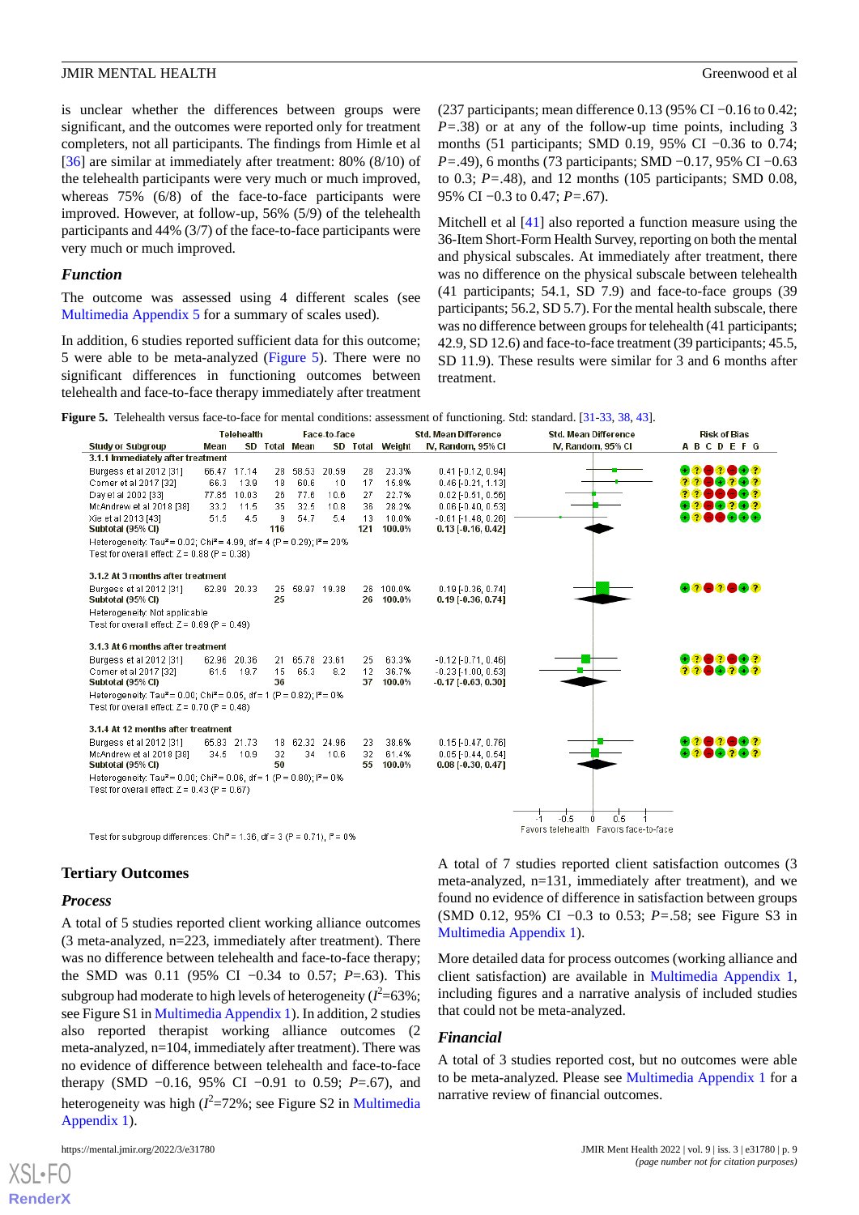is unclear whether the differences between groups were significant, and the outcomes were reported only for treatment completers, not all participants. The findings from Himle et al [36] are similar at immediately after treatment: 80% (8/10) of the telehealth participants were very much or much improved, whereas 75% (6/8) of the face-to-face participants were improved. However, at follow-up, 56% (5/9) of the telehealth participants and 44% (3/7) of the face-to-face participants were very much or much improved.

### *Function*

The outcome was assessed using 4 different scales (see Multimedia Appendix 5 for a summary of scales used).

In addition, 6 studies reported sufficient data for this outcome; 5 were able to be meta-analyzed (Figure 5). There were no significant differences in functioning outcomes between telehealth and face-to-face therapy immediately after treatment (237 participants; mean difference 0.13 (95% CI −0.16 to 0.42; *P*=.38) or at any of the follow-up time points, including 3 months (51 participants; SMD 0.19, 95% CI −0.36 to 0.74; *P*=.49), 6 months (73 participants; SMD −0.17, 95% CI −0.63 to 0.3; *P*=.48), and 12 months (105 participants; SMD 0.08, 95% CI −0.3 to 0.47; *P*=.67).

Mitchell et al [41] also reported a function measure using the 36-Item Short-Form Health Survey, reporting on both the mental and physical subscales. At immediately after treatment, there was no difference on the physical subscale between telehealth (41 participants; 54.1, SD 7.9) and face-to-face groups (39 participants; 56.2, SD 5.7). For the mental health subscale, there was no difference between groups for telehealth (41 participants; 42.9, SD 12.6) and face-to-face treatment (39 participants; 45.5, SD 11.9). These results were similar for 3 and 6 months after treatment.

**Figure 5.** Telehealth versus face-to-face for mental conditions: assessment of functioning. Std: standard. [31-33, 38, 43].

| Study or Subgroup | Telehealth Mean | Telehealth SD | Telehealth Total | Face-to-face Mean | Face-to-face SD | Face-to-face Total | Weight | Std. Mean Difference IV, Random, 95% CI |
|---|---|---|---|---|---|---|---|---|
| **3.1.1 Immediately after treatment** | | | | | | | | |
| Burgess et al 2012 [31] | 66.47 | 17.14 | 28 | 58.53 | 20.59 | 28 | 23.3% | 0.41 [-0.12, 0.94] |
| Comer et al 2017 [32] | 66.3 | 13.9 | 18 | 60.6 | 10 | 17 | 15.8% | 0.46 [-0.21, 1.13] |
| Day et al 2002 [33] | 77.85 | 10.03 | 26 | 77.6 | 10.6 | 27 | 22.7% | 0.02 [-0.51, 0.56] |
| McAndrew et al 2018 [38] | 33.2 | 11.5 | 35 | 32.5 | 10.8 | 36 | 28.2% | 0.06 [-0.40, 0.53] |
| Xie et al 2013 [43] | 51.5 | 4.5 | 9 | 54.7 | 5.4 | 13 | 10.0% | -0.61 [-1.48, 0.26] |
| **Subtotal (95% CI)** | | | **116** | | | **121** | **100.0%** | **0.13 [-0.16, 0.42]** |
| Heterogeneity: Tau² = 0.02; Chi² = 4.99, df = 4 (P = 0.29); I² = 20% | | | | | | | | |
| Test for overall effect: Z = 0.88 (P = 0.38) | | | | | | | | |
| **3.1.2 At 3 months after treatment** | | | | | | | | |
| Burgess et al 2012 [31] | 62.99 | 20.33 | 25 | 58.97 | 19.38 | 26 | 100.0% | 0.19 [-0.36, 0.74] |
| **Subtotal (95% CI)** | | | **25** | | | **26** | **100.0%** | **0.19 [-0.36, 0.74]** |
| Heterogeneity: Not applicable | | | | | | | | |
| Test for overall effect: Z = 0.69 (P = 0.49) | | | | | | | | |
| **3.1.3 At 6 months after treatment** | | | | | | | | |
| Burgess et al 2012 [31] | 62.96 | 20.36 | 21 | 65.78 | 23.61 | 25 | 63.3% | -0.12 [-0.71, 0.46] |
| Comer et al 2017 [32] | 61.5 | 19.7 | 15 | 66.3 | 8.2 | 12 | 36.7% | -0.23 [-1.00, 0.53] |
| **Subtotal (95% CI)** | | | **36** | | | **37** | **100.0%** | **-0.17 [-0.63, 0.30]** |
| Heterogeneity: Tau² = 0.00; Chi² = 0.05, df = 1 (P = 0.82); I² = 0% | | | | | | | | |
| Test for overall effect: Z = 0.70 (P = 0.48) | | | | | | | | |
| **3.1.4 At 12 months after treatment** | | | | | | | | |
| Burgess et al 2012 [31] | 65.83 | 21.73 | 18 | 62.32 | 24.96 | 23 | 38.6% | 0.15 [-0.47, 0.76] |
| McAndrew et al 2018 [38] | 34.5 | 10.9 | 32 | 34 | 10.6 | 32 | 61.4% | 0.05 [-0.44, 0.54] |
| **Subtotal (95% CI)** | | | **50** | | | **55** | **100.0%** | **0.08 [-0.30, 0.47]** |
| Heterogeneity: Tau² = 0.00; Chi² = 0.06, df = 1 (P = 0.80); I² = 0% | | | | | | | | |
| Test for overall effect: Z = 0.43 (P = 0.67) | | | | | | | | |

Test for subgroup differences: Chi² = 1.36, df = 3 (P = 0.71), I² = 0%

Favors telehealth / Favors face-to-face

## Tertiary Outcomes

### *Process*

A total of 5 studies reported client working alliance outcomes (3 meta-analyzed, n=223, immediately after treatment). There was no difference between telehealth and face-to-face therapy; the SMD was 0.11 (95% CI −0.34 to 0.57; *P*=.63). This subgroup had moderate to high levels of heterogeneity ($I^2$=63%; see Figure S1 in Multimedia Appendix 1). In addition, 2 studies also reported therapist working alliance outcomes (2 meta-analyzed, n=104, immediately after treatment). There was no evidence of difference between telehealth and face-to-face therapy (SMD −0.16, 95% CI −0.91 to 0.59; *P*=.67), and heterogeneity was high ($I^2$=72%; see Figure S2 in Multimedia Appendix 1).

A total of 7 studies reported client satisfaction outcomes (3 meta-analyzed, n=131, immediately after treatment), and we found no evidence of difference in satisfaction between groups (SMD 0.12, 95% CI −0.3 to 0.53; *P*=.58; see Figure S3 in Multimedia Appendix 1).

More detailed data for process outcomes (working alliance and client satisfaction) are available in Multimedia Appendix 1, including figures and a narrative analysis of included studies that could not be meta-analyzed.

### *Financial*

A total of 3 studies reported cost, but no outcomes were able to be meta-analyzed. Please see Multimedia Appendix 1 for a narrative review of financial outcomes.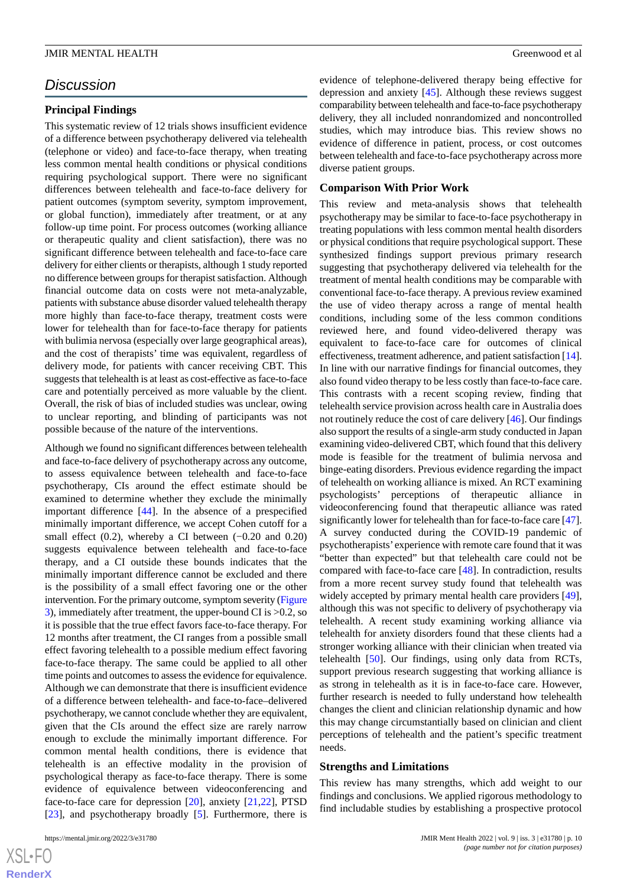## Discussion

### Principal Findings

This systematic review of 12 trials shows insufficient evidence of a difference between psychotherapy delivered via telehealth (telephone or video) and face-to-face therapy, when treating less common mental health conditions or physical conditions requiring psychological support. There were no significant differences between telehealth and face-to-face delivery for patient outcomes (symptom severity, symptom improvement, or global function), immediately after treatment, or at any follow-up time point. For process outcomes (working alliance or therapeutic quality and client satisfaction), there was no significant difference between telehealth and face-to-face care delivery for either clients or therapists, although 1 study reported no difference between groups for therapist satisfaction. Although financial outcome data on costs were not meta-analyzable, patients with substance abuse disorder valued telehealth therapy more highly than face-to-face therapy, treatment costs were lower for telehealth than for face-to-face therapy for patients with bulimia nervosa (especially over large geographical areas), and the cost of therapists' time was equivalent, regardless of delivery mode, for patients with cancer receiving CBT. This suggests that telehealth is at least as cost-effective as face-to-face care and potentially perceived as more valuable by the client. Overall, the risk of bias of included studies was unclear, owing to unclear reporting, and blinding of participants was not possible because of the nature of the interventions.

Although we found no significant differences between telehealth and face-to-face delivery of psychotherapy across any outcome, to assess equivalence between telehealth and face-to-face psychotherapy, CIs around the effect estimate should be examined to determine whether they exclude the minimally important difference [44]. In the absence of a prespecified minimally important difference, we accept Cohen cutoff for a small effect (0.2), whereby a CI between (−0.20 and 0.20) suggests equivalence between telehealth and face-to-face therapy, and a CI outside these bounds indicates that the minimally important difference cannot be excluded and there is the possibility of a small effect favoring one or the other intervention. For the primary outcome, symptom severity (Figure 3), immediately after treatment, the upper-bound CI is >0.2, so it is possible that the true effect favors face-to-face therapy. For 12 months after treatment, the CI ranges from a possible small effect favoring telehealth to a possible medium effect favoring face-to-face therapy. The same could be applied to all other time points and outcomes to assess the evidence for equivalence. Although we can demonstrate that there is insufficient evidence of a difference between telehealth- and face-to-face–delivered psychotherapy, we cannot conclude whether they are equivalent, given that the CIs around the effect size are rarely narrow enough to exclude the minimally important difference. For common mental health conditions, there is evidence that telehealth is an effective modality in the provision of psychological therapy as face-to-face therapy. There is some evidence of equivalence between videoconferencing and face-to-face care for depression [20], anxiety [21,22], PTSD [23], and psychotherapy broadly [5]. Furthermore, there is evidence of telephone-delivered therapy being effective for depression and anxiety [45]. Although these reviews suggest comparability between telehealth and face-to-face psychotherapy delivery, they all included nonrandomized and noncontrolled studies, which may introduce bias. This review shows no evidence of difference in patient, process, or cost outcomes between telehealth and face-to-face psychotherapy across more diverse patient groups.

### Comparison With Prior Work

This review and meta-analysis shows that telehealth psychotherapy may be similar to face-to-face psychotherapy in treating populations with less common mental health disorders or physical conditions that require psychological support. These synthesized findings support previous primary research suggesting that psychotherapy delivered via telehealth for the treatment of mental health conditions may be comparable with conventional face-to-face therapy. A previous review examined the use of video therapy across a range of mental health conditions, including some of the less common conditions reviewed here, and found video-delivered therapy was equivalent to face-to-face care for outcomes of clinical effectiveness, treatment adherence, and patient satisfaction [14]. In line with our narrative findings for financial outcomes, they also found video therapy to be less costly than face-to-face care. This contrasts with a recent scoping review, finding that telehealth service provision across health care in Australia does not routinely reduce the cost of care delivery [46]. Our findings also support the results of a single-arm study conducted in Japan examining video-delivered CBT, which found that this delivery mode is feasible for the treatment of bulimia nervosa and binge-eating disorders. Previous evidence regarding the impact of telehealth on working alliance is mixed. An RCT examining psychologists' perceptions of therapeutic alliance in videoconferencing found that therapeutic alliance was rated significantly lower for telehealth than for face-to-face care [47]. A survey conducted during the COVID-19 pandemic of psychotherapists' experience with remote care found that it was "better than expected" but that telehealth care could not be compared with face-to-face care [48]. In contradiction, results from a more recent survey study found that telehealth was widely accepted by primary mental health care providers [49], although this was not specific to delivery of psychotherapy via telehealth. A recent study examining working alliance via telehealth for anxiety disorders found that these clients had a stronger working alliance with their clinician when treated via telehealth [50]. Our findings, using only data from RCTs, support previous research suggesting that working alliance is as strong in telehealth as it is in face-to-face care. However, further research is needed to fully understand how telehealth changes the client and clinician relationship dynamic and how this may change circumstantially based on clinician and client perceptions of telehealth and the patient's specific treatment needs.

### Strengths and Limitations

This review has many strengths, which add weight to our findings and conclusions. We applied rigorous methodology to find includable studies by establishing a prospective protocol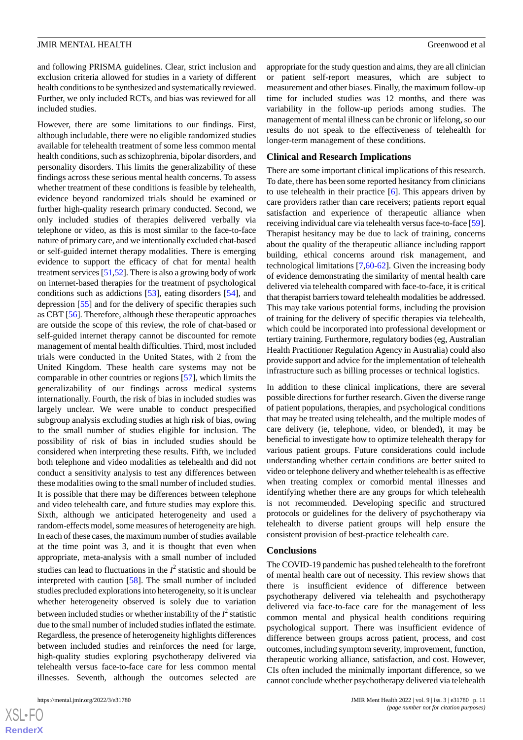and following PRISMA guidelines. Clear, strict inclusion and exclusion criteria allowed for studies in a variety of different health conditions to be synthesized and systematically reviewed. Further, we only included RCTs, and bias was reviewed for all included studies.

However, there are some limitations to our findings. First, although includable, there were no eligible randomized studies available for telehealth treatment of some less common mental health conditions, such as schizophrenia, bipolar disorders, and personality disorders. This limits the generalizability of these findings across these serious mental health concerns. To assess whether treatment of these conditions is feasible by telehealth, evidence beyond randomized trials should be examined or further high-quality research primary conducted. Second, we only included studies of therapies delivered verbally via telephone or video, as this is most similar to the face-to-face nature of primary care, and we intentionally excluded chat-based or self-guided internet therapy modalities. There is emerging evidence to support the efficacy of chat for mental health treatment services [51,52]. There is also a growing body of work on internet-based therapies for the treatment of psychological conditions such as addictions [53], eating disorders [54], and depression [55] and for the delivery of specific therapies such as CBT [56]. Therefore, although these therapeutic approaches are outside the scope of this review, the role of chat-based or self-guided internet therapy cannot be discounted for remote management of mental health difficulties. Third, most included trials were conducted in the United States, with 2 from the United Kingdom. These health care systems may not be comparable to those in other countries or regions [57], which limits the generalizability of our findings across medical systems internationally. Fourth, the risk of bias in included studies was largely unclear. We were unable to conduct prespecified subgroup analysis excluding studies at high risk of bias, owing to the small number of studies eligible for inclusion. The possibility of risk of bias in included studies should be considered when interpreting these results. Fifth, we included both telephone and video modalities as telehealth and did not conduct a sensitivity analysis to test any differences between these modalities owing to the small number of included studies. It is possible that there may be differences between telephone and video telehealth care, and future studies may explore this. Sixth, although we anticipated heterogeneity and used a random-effects model, some measures of heterogeneity are high. In each of these cases, the maximum number of studies available at the time point was 3, and it is thought that even when appropriate, meta-analysis with a small number of included studies can lead to fluctuations in the $I^2$ statistic and should be interpreted with caution [58]. The small number of included studies precluded explorations into heterogeneity, so it is unclear whether heterogeneity observed is solely due to variation between included studies or whether instability of the $I^2$ statistic due to the small number of included studies inflated the estimate. Regardless, the presence of heterogeneity highlights differences between included studies and reinforces the need for large, high-quality studies exploring psychotherapy delivered via telehealth versus face-to-face care for less common mental illnesses. Seventh, although the outcomes selected are appropriate for the study question and aims, they are all clinician or patient self-report measures, which are subject to measurement and other biases. Finally, the maximum follow-up time for included studies was 12 months, and there was variability in the follow-up periods among studies. The management of mental illness can be chronic or lifelong, so our results do not speak to the effectiveness of telehealth for longer-term management of these conditions.

### Clinical and Research Implications

There are some important clinical implications of this research. To date, there has been some reported hesitancy from clinicians to use telehealth in their practice [6]. This appears driven by care providers rather than care receivers; patients report equal satisfaction and experience of therapeutic alliance when receiving individual care via telehealth versus face-to-face [59]. Therapist hesitancy may be due to lack of training, concerns about the quality of the therapeutic alliance including rapport building, ethical concerns around risk management, and technological limitations [7,60-62]. Given the increasing body of evidence demonstrating the similarity of mental health care delivered via telehealth compared with face-to-face, it is critical that therapist barriers toward telehealth modalities be addressed. This may take various potential forms, including the provision of training for the delivery of specific therapies via telehealth, which could be incorporated into professional development or tertiary training. Furthermore, regulatory bodies (eg, Australian Health Practitioner Regulation Agency in Australia) could also provide support and advice for the implementation of telehealth infrastructure such as billing processes or technical logistics.

In addition to these clinical implications, there are several possible directions for further research. Given the diverse range of patient populations, therapies, and psychological conditions that may be treated using telehealth, and the multiple modes of care delivery (ie, telephone, video, or blended), it may be beneficial to investigate how to optimize telehealth therapy for various patient groups. Future considerations could include understanding whether certain conditions are better suited to video or telephone delivery and whether telehealth is as effective when treating complex or comorbid mental illnesses and identifying whether there are any groups for which telehealth is not recommended. Developing specific and structured protocols or guidelines for the delivery of psychotherapy via telehealth to diverse patient groups will help ensure the consistent provision of best-practice telehealth care.

### Conclusions

The COVID-19 pandemic has pushed telehealth to the forefront of mental health care out of necessity. This review shows that there is insufficient evidence of difference between psychotherapy delivered via telehealth and psychotherapy delivered via face-to-face care for the management of less common mental and physical health conditions requiring psychological support. There was insufficient evidence of difference between groups across patient, process, and cost outcomes, including symptom severity, improvement, function, therapeutic working alliance, satisfaction, and cost. However, CIs often included the minimally important difference, so we cannot conclude whether psychotherapy delivered via telehealth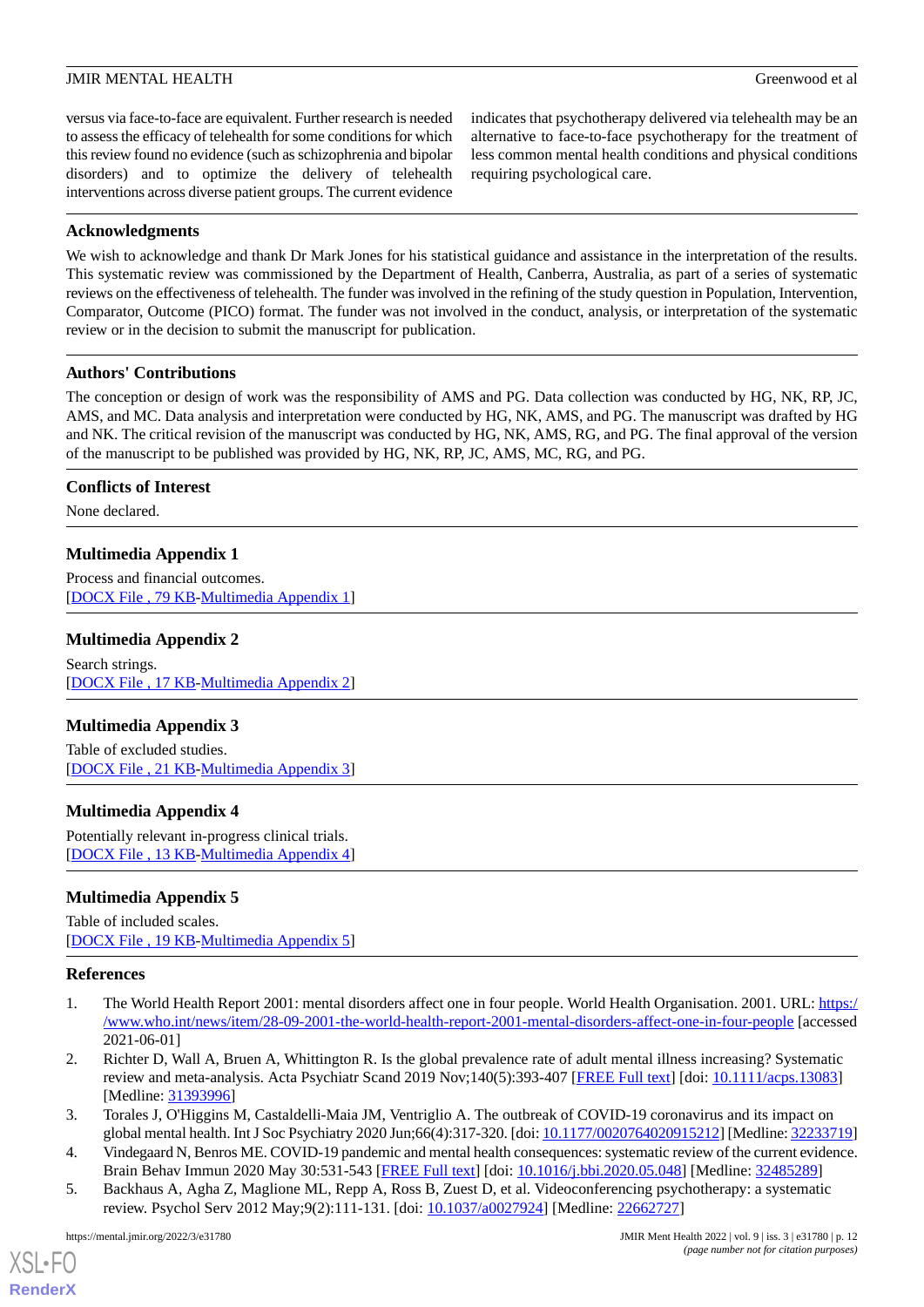versus via face-to-face are equivalent. Further research is needed to assess the efficacy of telehealth for some conditions for which this review found no evidence (such as schizophrenia and bipolar disorders) and to optimize the delivery of telehealth interventions across diverse patient groups. The current evidence indicates that psychotherapy delivered via telehealth may be an alternative to face-to-face psychotherapy for the treatment of less common mental health conditions and physical conditions requiring psychological care.

## Acknowledgments

We wish to acknowledge and thank Dr Mark Jones for his statistical guidance and assistance in the interpretation of the results. This systematic review was commissioned by the Department of Health, Canberra, Australia, as part of a series of systematic reviews on the effectiveness of telehealth. The funder was involved in the refining of the study question in Population, Intervention, Comparator, Outcome (PICO) format. The funder was not involved in the conduct, analysis, or interpretation of the systematic review or in the decision to submit the manuscript for publication.

## Authors' Contributions

The conception or design of work was the responsibility of AMS and PG. Data collection was conducted by HG, NK, RP, JC, AMS, and MC. Data analysis and interpretation were conducted by HG, NK, AMS, and PG. The manuscript was drafted by HG and NK. The critical revision of the manuscript was conducted by HG, NK, AMS, RG, and PG. The final approval of the version of the manuscript to be published was provided by HG, NK, RP, JC, AMS, MC, RG, and PG.

## Conflicts of Interest

None declared.

## Multimedia Appendix 1

Process and financial outcomes.
[DOCX File , 79 KB-Multimedia Appendix 1]

## Multimedia Appendix 2

Search strings.
[DOCX File , 17 KB-Multimedia Appendix 2]

## Multimedia Appendix 3

Table of excluded studies.
[DOCX File , 21 KB-Multimedia Appendix 3]

## Multimedia Appendix 4

Potentially relevant in-progress clinical trials.
[DOCX File , 13 KB-Multimedia Appendix 4]

## Multimedia Appendix 5

Table of included scales.
[DOCX File , 19 KB-Multimedia Appendix 5]

## References

1. The World Health Report 2001: mental disorders affect one in four people. World Health Organisation. 2001. URL: https://www.who.int/news/item/28-09-2001-the-world-health-report-2001-mental-disorders-affect-one-in-four-people [accessed 2021-06-01]
2. Richter D, Wall A, Bruen A, Whittington R. Is the global prevalence rate of adult mental illness increasing? Systematic review and meta-analysis. Acta Psychiatr Scand 2019 Nov;140(5):393-407 [FREE Full text] [doi: 10.1111/acps.13083] [Medline: 31393996]
3. Torales J, O'Higgins M, Castaldelli-Maia JM, Ventriglio A. The outbreak of COVID-19 coronavirus and its impact on global mental health. Int J Soc Psychiatry 2020 Jun;66(4):317-320. [doi: 10.1177/0020764020915212] [Medline: 32233719]
4. Vindegaard N, Benros ME. COVID-19 pandemic and mental health consequences: systematic review of the current evidence. Brain Behav Immun 2020 May 30:531-543 [FREE Full text] [doi: 10.1016/j.bbi.2020.05.048] [Medline: 32485289]
5. Backhaus A, Agha Z, Maglione ML, Repp A, Ross B, Zuest D, et al. Videoconferencing psychotherapy: a systematic review. Psychol Serv 2012 May;9(2):111-131. [doi: 10.1037/a0027924] [Medline: 22662727]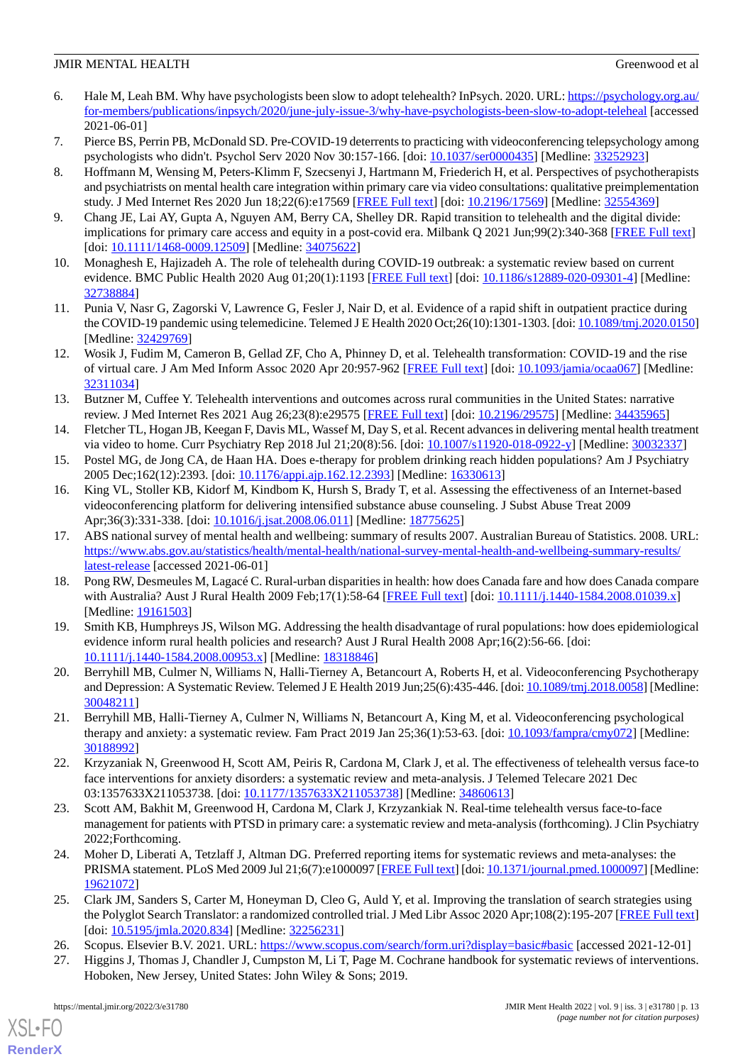6. Hale M, Leah BM. Why have psychologists been slow to adopt telehealth? InPsych. 2020. URL: https://psychology.org.au/for-members/publications/inpsych/2020/june-july-issue-3/why-have-psychologists-been-slow-to-adopt-teleheal [accessed 2021-06-01]
7. Pierce BS, Perrin PB, McDonald SD. Pre-COVID-19 deterrents to practicing with videoconferencing telepsychology among psychologists who didn't. Psychol Serv 2020 Nov 30:157-166. [doi: 10.1037/ser0000435] [Medline: 33252923]
8. Hoffmann M, Wensing M, Peters-Klimm F, Szecsenyi J, Hartmann M, Friederich H, et al. Perspectives of psychotherapists and psychiatrists on mental health care integration within primary care via video consultations: qualitative preimplementation study. J Med Internet Res 2020 Jun 18;22(6):e17569 [FREE Full text] [doi: 10.2196/17569] [Medline: 32554369]
9. Chang JE, Lai AY, Gupta A, Nguyen AM, Berry CA, Shelley DR. Rapid transition to telehealth and the digital divide: implications for primary care access and equity in a post-covid era. Milbank Q 2021 Jun;99(2):340-368 [FREE Full text] [doi: 10.1111/1468-0009.12509] [Medline: 34075622]
10. Monaghesh E, Hajizadeh A. The role of telehealth during COVID-19 outbreak: a systematic review based on current evidence. BMC Public Health 2020 Aug 01;20(1):1193 [FREE Full text] [doi: 10.1186/s12889-020-09301-4] [Medline: 32738884]
11. Punia V, Nasr G, Zagorski V, Lawrence G, Fesler J, Nair D, et al. Evidence of a rapid shift in outpatient practice during the COVID-19 pandemic using telemedicine. Telemed J E Health 2020 Oct;26(10):1301-1303. [doi: 10.1089/tmj.2020.0150] [Medline: 32429769]
12. Wosik J, Fudim M, Cameron B, Gellad ZF, Cho A, Phinney D, et al. Telehealth transformation: COVID-19 and the rise of virtual care. J Am Med Inform Assoc 2020 Apr 20:957-962 [FREE Full text] [doi: 10.1093/jamia/ocaa067] [Medline: 32311034]
13. Butzner M, Cuffee Y. Telehealth interventions and outcomes across rural communities in the United States: narrative review. J Med Internet Res 2021 Aug 26;23(8):e29575 [FREE Full text] [doi: 10.2196/29575] [Medline: 34435965]
14. Fletcher TL, Hogan JB, Keegan F, Davis ML, Wassef M, Day S, et al. Recent advances in delivering mental health treatment via video to home. Curr Psychiatry Rep 2018 Jul 21;20(8):56. [doi: 10.1007/s11920-018-0922-y] [Medline: 30032337]
15. Postel MG, de Jong CA, de Haan HA. Does e-therapy for problem drinking reach hidden populations? Am J Psychiatry 2005 Dec;162(12):2393. [doi: 10.1176/appi.ajp.162.12.2393] [Medline: 16330613]
16. King VL, Stoller KB, Kidorf M, Kindbom K, Hursh S, Brady T, et al. Assessing the effectiveness of an Internet-based videoconferencing platform for delivering intensified substance abuse counseling. J Subst Abuse Treat 2009 Apr;36(3):331-338. [doi: 10.1016/j.jsat.2008.06.011] [Medline: 18775625]
17. ABS national survey of mental health and wellbeing: summary of results 2007. Australian Bureau of Statistics. 2008. URL: https://www.abs.gov.au/statistics/health/mental-health/national-survey-mental-health-and-wellbeing-summary-results/latest-release [accessed 2021-06-01]
18. Pong RW, Desmeules M, Lagacé C. Rural-urban disparities in health: how does Canada fare and how does Canada compare with Australia? Aust J Rural Health 2009 Feb;17(1):58-64 [FREE Full text] [doi: 10.1111/j.1440-1584.2008.01039.x] [Medline: 19161503]
19. Smith KB, Humphreys JS, Wilson MG. Addressing the health disadvantage of rural populations: how does epidemiological evidence inform rural health policies and research? Aust J Rural Health 2008 Apr;16(2):56-66. [doi: 10.1111/j.1440-1584.2008.00953.x] [Medline: 18318846]
20. Berryhill MB, Culmer N, Williams N, Halli-Tierney A, Betancourt A, Roberts H, et al. Videoconferencing Psychotherapy and Depression: A Systematic Review. Telemed J E Health 2019 Jun;25(6):435-446. [doi: 10.1089/tmj.2018.0058] [Medline: 30048211]
21. Berryhill MB, Halli-Tierney A, Culmer N, Williams N, Betancourt A, King M, et al. Videoconferencing psychological therapy and anxiety: a systematic review. Fam Pract 2019 Jan 25;36(1):53-63. [doi: 10.1093/fampra/cmy072] [Medline: 30188992]
22. Krzyzaniak N, Greenwood H, Scott AM, Peiris R, Cardona M, Clark J, et al. The effectiveness of telehealth versus face-to face interventions for anxiety disorders: a systematic review and meta-analysis. J Telemed Telecare 2021 Dec 03:1357633X211053738. [doi: 10.1177/1357633X211053738] [Medline: 34860613]
23. Scott AM, Bakhit M, Greenwood H, Cardona M, Clark J, Krzyzankiak N. Real-time telehealth versus face-to-face management for patients with PTSD in primary care: a systematic review and meta-analysis (forthcoming). J Clin Psychiatry 2022;Forthcoming.
24. Moher D, Liberati A, Tetzlaff J, Altman DG. Preferred reporting items for systematic reviews and meta-analyses: the PRISMA statement. PLoS Med 2009 Jul 21;6(7):e1000097 [FREE Full text] [doi: 10.1371/journal.pmed.1000097] [Medline: 19621072]
25. Clark JM, Sanders S, Carter M, Honeyman D, Cleo G, Auld Y, et al. Improving the translation of search strategies using the Polyglot Search Translator: a randomized controlled trial. J Med Libr Assoc 2020 Apr;108(2):195-207 [FREE Full text] [doi: 10.5195/jmla.2020.834] [Medline: 32256231]
26. Scopus. Elsevier B.V. 2021. URL: https://www.scopus.com/search/form.uri?display=basic#basic [accessed 2021-12-01]
27. Higgins J, Thomas J, Chandler J, Cumpston M, Li T, Page M. Cochrane handbook for systematic reviews of interventions. Hoboken, New Jersey, United States: John Wiley & Sons; 2019.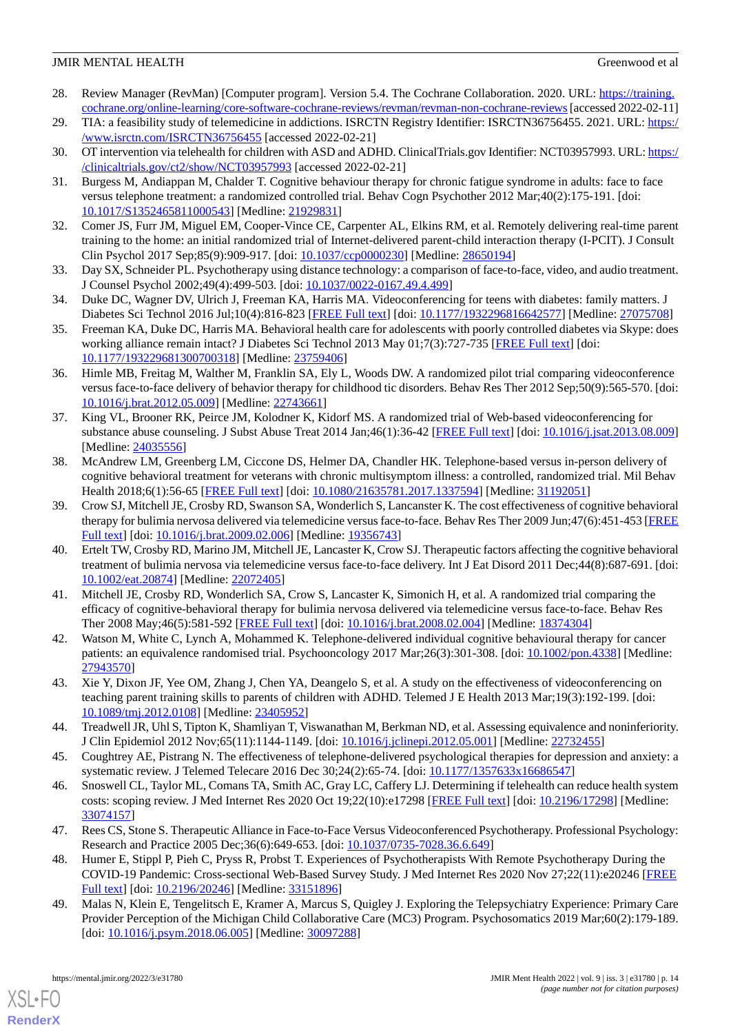28. Review Manager (RevMan) [Computer program]. Version 5.4. The Cochrane Collaboration. 2020. URL: https://training.cochrane.org/online-learning/core-software-cochrane-reviews/revman/revman-non-cochrane-reviews [accessed 2022-02-11]
29. TIA: a feasibility study of telemedicine in addictions. ISRCTN Registry Identifier: ISRCTN36756455. 2021. URL: https://www.isrctn.com/ISRCTN36756455 [accessed 2022-02-21]
30. OT intervention via telehealth for children with ASD and ADHD. ClinicalTrials.gov Identifier: NCT03957993. URL: https://clinicaltrials.gov/ct2/show/NCT03957993 [accessed 2022-02-21]
31. Burgess M, Andiappan M, Chalder T. Cognitive behaviour therapy for chronic fatigue syndrome in adults: face to face versus telephone treatment: a randomized controlled trial. Behav Cogn Psychother 2012 Mar;40(2):175-191. [doi: 10.1017/S1352465811000543] [Medline: 21929831]
32. Comer JS, Furr JM, Miguel EM, Cooper-Vince CE, Carpenter AL, Elkins RM, et al. Remotely delivering real-time parent training to the home: an initial randomized trial of Internet-delivered parent-child interaction therapy (I-PCIT). J Consult Clin Psychol 2017 Sep;85(9):909-917. [doi: 10.1037/ccp0000230] [Medline: 28650194]
33. Day SX, Schneider PL. Psychotherapy using distance technology: a comparison of face-to-face, video, and audio treatment. J Counsel Psychol 2002;49(4):499-503. [doi: 10.1037/0022-0167.49.4.499]
34. Duke DC, Wagner DV, Ulrich J, Freeman KA, Harris MA. Videoconferencing for teens with diabetes: family matters. J Diabetes Sci Technol 2016 Jul;10(4):816-823 [FREE Full text] [doi: 10.1177/1932296816642577] [Medline: 27075708]
35. Freeman KA, Duke DC, Harris MA. Behavioral health care for adolescents with poorly controlled diabetes via Skype: does working alliance remain intact? J Diabetes Sci Technol 2013 May 01;7(3):727-735 [FREE Full text] [doi: 10.1177/193229681300700318] [Medline: 23759406]
36. Himle MB, Freitag M, Walther M, Franklin SA, Ely L, Woods DW. A randomized pilot trial comparing videoconference versus face-to-face delivery of behavior therapy for childhood tic disorders. Behav Res Ther 2012 Sep;50(9):565-570. [doi: 10.1016/j.brat.2012.05.009] [Medline: 22743661]
37. King VL, Brooner RK, Peirce JM, Kolodner K, Kidorf MS. A randomized trial of Web-based videoconferencing for substance abuse counseling. J Subst Abuse Treat 2014 Jan;46(1):36-42 [FREE Full text] [doi: 10.1016/j.jsat.2013.08.009] [Medline: 24035556]
38. McAndrew LM, Greenberg LM, Ciccone DS, Helmer DA, Chandler HK. Telephone-based versus in-person delivery of cognitive behavioral treatment for veterans with chronic multisymptom illness: a controlled, randomized trial. Mil Behav Health 2018;6(1):56-65 [FREE Full text] [doi: 10.1080/21635781.2017.1337594] [Medline: 31192051]
39. Crow SJ, Mitchell JE, Crosby RD, Swanson SA, Wonderlich S, Lancanster K. The cost effectiveness of cognitive behavioral therapy for bulimia nervosa delivered via telemedicine versus face-to-face. Behav Res Ther 2009 Jun;47(6):451-453 [FREE Full text] [doi: 10.1016/j.brat.2009.02.006] [Medline: 19356743]
40. Ertelt TW, Crosby RD, Marino JM, Mitchell JE, Lancaster K, Crow SJ. Therapeutic factors affecting the cognitive behavioral treatment of bulimia nervosa via telemedicine versus face-to-face delivery. Int J Eat Disord 2011 Dec;44(8):687-691. [doi: 10.1002/eat.20874] [Medline: 22072405]
41. Mitchell JE, Crosby RD, Wonderlich SA, Crow S, Lancaster K, Simonich H, et al. A randomized trial comparing the efficacy of cognitive-behavioral therapy for bulimia nervosa delivered via telemedicine versus face-to-face. Behav Res Ther 2008 May;46(5):581-592 [FREE Full text] [doi: 10.1016/j.brat.2008.02.004] [Medline: 18374304]
42. Watson M, White C, Lynch A, Mohammed K. Telephone-delivered individual cognitive behavioural therapy for cancer patients: an equivalence randomised trial. Psychooncology 2017 Mar;26(3):301-308. [doi: 10.1002/pon.4338] [Medline: 27943570]
43. Xie Y, Dixon JF, Yee OM, Zhang J, Chen YA, Deangelo S, et al. A study on the effectiveness of videoconferencing on teaching parent training skills to parents of children with ADHD. Telemed J E Health 2013 Mar;19(3):192-199. [doi: 10.1089/tmj.2012.0108] [Medline: 23405952]
44. Treadwell JR, Uhl S, Tipton K, Shamliyan T, Viswanathan M, Berkman ND, et al. Assessing equivalence and noninferiority. J Clin Epidemiol 2012 Nov;65(11):1144-1149. [doi: 10.1016/j.jclinepi.2012.05.001] [Medline: 22732455]
45. Coughtrey AE, Pistrang N. The effectiveness of telephone-delivered psychological therapies for depression and anxiety: a systematic review. J Telemed Telecare 2016 Dec 30;24(2):65-74. [doi: 10.1177/1357633x16686547]
46. Snoswell CL, Taylor ML, Comans TA, Smith AC, Gray LC, Caffery LJ. Determining if telehealth can reduce health system costs: scoping review. J Med Internet Res 2020 Oct 19;22(10):e17298 [FREE Full text] [doi: 10.2196/17298] [Medline: 33074157]
47. Rees CS, Stone S. Therapeutic Alliance in Face-to-Face Versus Videoconferenced Psychotherapy. Professional Psychology: Research and Practice 2005 Dec;36(6):649-653. [doi: 10.1037/0735-7028.36.6.649]
48. Humer E, Stippl P, Pieh C, Pryss R, Probst T. Experiences of Psychotherapists With Remote Psychotherapy During the COVID-19 Pandemic: Cross-sectional Web-Based Survey Study. J Med Internet Res 2020 Nov 27;22(11):e20246 [FREE Full text] [doi: 10.2196/20246] [Medline: 33151896]
49. Malas N, Klein E, Tengelitsch E, Kramer A, Marcus S, Quigley J. Exploring the Telepsychiatry Experience: Primary Care Provider Perception of the Michigan Child Collaborative Care (MC3) Program. Psychosomatics 2019 Mar;60(2):179-189. [doi: 10.1016/j.psym.2018.06.005] [Medline: 30097288]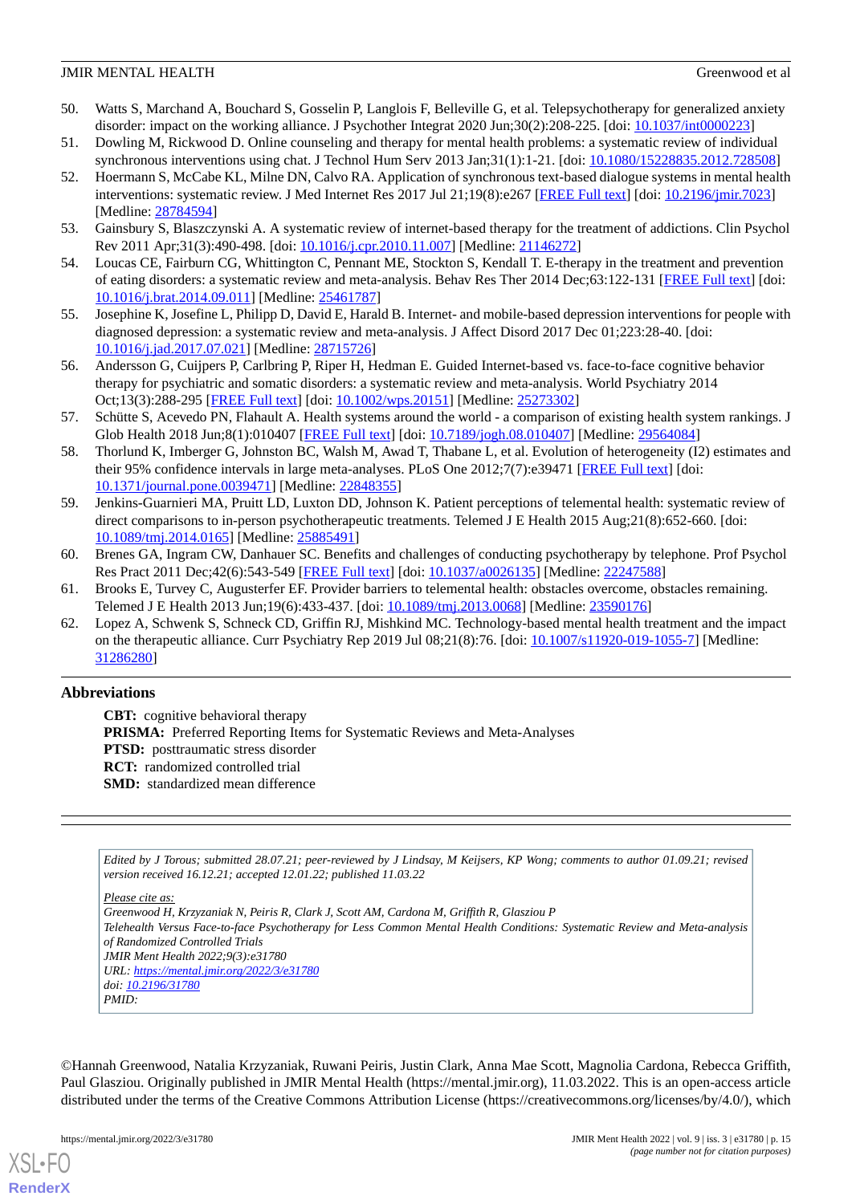50. Watts S, Marchand A, Bouchard S, Gosselin P, Langlois F, Belleville G, et al. Telepsychotherapy for generalized anxiety disorder: impact on the working alliance. J Psychother Integrat 2020 Jun;30(2):208-225. [doi: 10.1037/int0000223]
51. Dowling M, Rickwood D. Online counseling and therapy for mental health problems: a systematic review of individual synchronous interventions using chat. J Technol Hum Serv 2013 Jan;31(1):1-21. [doi: 10.1080/15228835.2012.728508]
52. Hoermann S, McCabe KL, Milne DN, Calvo RA. Application of synchronous text-based dialogue systems in mental health interventions: systematic review. J Med Internet Res 2017 Jul 21;19(8):e267 [FREE Full text] [doi: 10.2196/jmir.7023] [Medline: 28784594]
53. Gainsbury S, Blaszczynski A. A systematic review of internet-based therapy for the treatment of addictions. Clin Psychol Rev 2011 Apr;31(3):490-498. [doi: 10.1016/j.cpr.2010.11.007] [Medline: 21146272]
54. Loucas CE, Fairburn CG, Whittington C, Pennant ME, Stockton S, Kendall T. E-therapy in the treatment and prevention of eating disorders: a systematic review and meta-analysis. Behav Res Ther 2014 Dec;63:122-131 [FREE Full text] [doi: 10.1016/j.brat.2014.09.011] [Medline: 25461787]
55. Josephine K, Josefine L, Philipp D, David E, Harald B. Internet- and mobile-based depression interventions for people with diagnosed depression: a systematic review and meta-analysis. J Affect Disord 2017 Dec 01;223:28-40. [doi: 10.1016/j.jad.2017.07.021] [Medline: 28715726]
56. Andersson G, Cuijpers P, Carlbring P, Riper H, Hedman E. Guided Internet-based vs. face-to-face cognitive behavior therapy for psychiatric and somatic disorders: a systematic review and meta-analysis. World Psychiatry 2014 Oct;13(3):288-295 [FREE Full text] [doi: 10.1002/wps.20151] [Medline: 25273302]
57. Schütte S, Acevedo PN, Flahault A. Health systems around the world - a comparison of existing health system rankings. J Glob Health 2018 Jun;8(1):010407 [FREE Full text] [doi: 10.7189/jogh.08.010407] [Medline: 29564084]
58. Thorlund K, Imberger G, Johnston BC, Walsh M, Awad T, Thabane L, et al. Evolution of heterogeneity (I2) estimates and their 95% confidence intervals in large meta-analyses. PLoS One 2012;7(7):e39471 [FREE Full text] [doi: 10.1371/journal.pone.0039471] [Medline: 22848355]
59. Jenkins-Guarnieri MA, Pruitt LD, Luxton DD, Johnson K. Patient perceptions of telemental health: systematic review of direct comparisons to in-person psychotherapeutic treatments. Telemed J E Health 2015 Aug;21(8):652-660. [doi: 10.1089/tmj.2014.0165] [Medline: 25885491]
60. Brenes GA, Ingram CW, Danhauer SC. Benefits and challenges of conducting psychotherapy by telephone. Prof Psychol Res Pract 2011 Dec;42(6):543-549 [FREE Full text] [doi: 10.1037/a0026135] [Medline: 22247588]
61. Brooks E, Turvey C, Augusterfer EF. Provider barriers to telemental health: obstacles overcome, obstacles remaining. Telemed J E Health 2013 Jun;19(6):433-437. [doi: 10.1089/tmj.2013.0068] [Medline: 23590176]
62. Lopez A, Schwenk S, Schneck CD, Griffin RJ, Mishkind MC. Technology-based mental health treatment and the impact on the therapeutic alliance. Curr Psychiatry Rep 2019 Jul 08;21(8):76. [doi: 10.1007/s11920-019-1055-7] [Medline: 31286280]

## Abbreviations

**CBT:** cognitive behavioral therapy
**PRISMA:** Preferred Reporting Items for Systematic Reviews and Meta-Analyses
**PTSD:** posttraumatic stress disorder
**RCT:** randomized controlled trial
**SMD:** standardized mean difference

*Edited by J Torous; submitted 28.07.21; peer-reviewed by J Lindsay, M Keijsers, KP Wong; comments to author 01.09.21; revised version received 16.12.21; accepted 12.01.22; published 11.03.22*

*Please cite as:*
*Greenwood H, Krzyzaniak N, Peiris R, Clark J, Scott AM, Cardona M, Griffith R, Glasziou P*
*Telehealth Versus Face-to-face Psychotherapy for Less Common Mental Health Conditions: Systematic Review and Meta-analysis of Randomized Controlled Trials*
*JMIR Ment Health 2022;9(3):e31780*
*URL: https://mental.jmir.org/2022/3/e31780*
*doi: 10.2196/31780*
*PMID:*

©Hannah Greenwood, Natalia Krzyzaniak, Ruwani Peiris, Justin Clark, Anna Mae Scott, Magnolia Cardona, Rebecca Griffith, Paul Glasziou. Originally published in JMIR Mental Health (https://mental.jmir.org), 11.03.2022. This is an open-access article distributed under the terms of the Creative Commons Attribution License (https://creativecommons.org/licenses/by/4.0/), which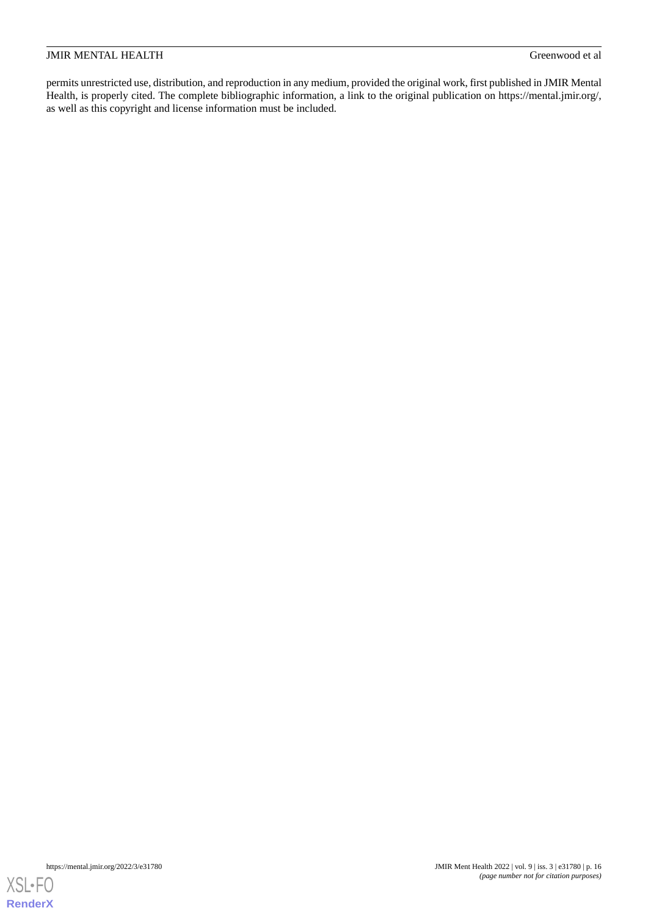permits unrestricted use, distribution, and reproduction in any medium, provided the original work, first published in JMIR Mental Health, is properly cited. The complete bibliographic information, a link to the original publication on https://mental.jmir.org/, as well as this copyright and license information must be included.